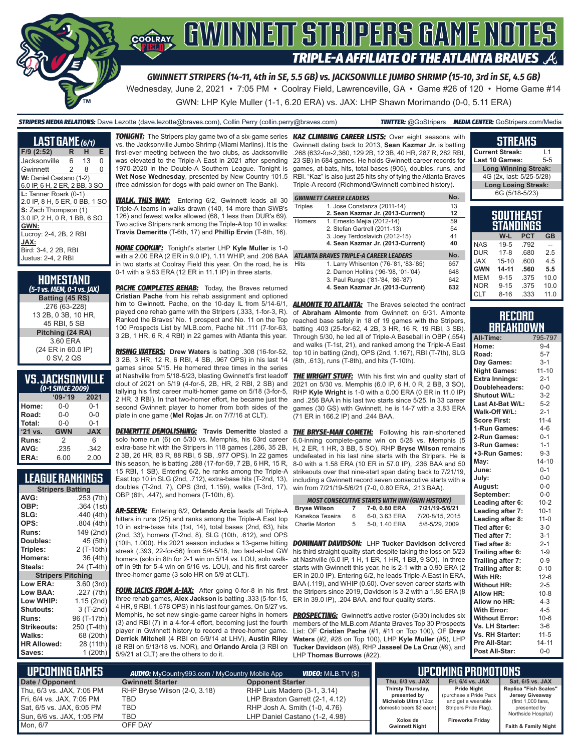# GWINNETT STRIPERS GAME NOTES

## TRIPLE-A AFFILIATE OF THE ATLANTA BRAVES

**GWINNETT STRIPERS (14-11, 4th in SE, 5.5 GB) vs. JACKSONVILLE JUMBO SHRIMP (15-10, 3rd in SE, 4.5 GB)**

Wednesday, June 2, 2021 • 7:05 PM • Coolray Field, Lawrenceville, GA • Game #26 of 120 • Home Game #14

GWN: LHP Kyle Muller (1-1, 6.20 ERA) vs. JAX: LHP Shawn Morimando (0-0, 5.11 ERA)

**STRIPERS MEDIA RELATIONS:** Dave Lezotte (dave.lezotte@braves.com), Collin Perry (collin.perry@braves.com) **TWITTER:** @GoStripers **MEDIA CENTER:** GoStripers.com/Media

## LAST GAME (6/1)

| F/9 (2:52) | R | H | E |
|---|---|---|---|
| Jacksonville | 6 | 13 | 0 |
| Gwinnett | 2 | 8 | 0 |

**W:** Daniel Castano (1-2)
6.0 IP, 6 H, 2 ER, 2 BB, 3 SO

**L:** Tanner Roark (0-1)
2.0 IP, 8 H, 5 ER, 0 BB, 1 SO

**S:** Zach Thompson (1)
3.0 IP, 2 H, 0 R, 1 BB, 6 SO

**GWN:**
Lucroy: 2-4, 2B, 2 RBI

**JAX:**
Bird: 3-4, 2 2B, RBI
Justus: 2-4, 2 RBI

## HOMESTAND
*(5-1 vs. MEM, 0-1 vs. JAX)*

**Batting (45 RS)**
.276 (63-228)
13 2B, 0 3B, 10 HR,
45 RBI, 5 SB

**Pitching (24 RA)**
3.60 ERA
(24 ER in 60.0 IP)
0 SV, 2 QS

## VS. JACKSONVILLE
*(0-1 SINCE 2009)*

| | '09-'19 | 2021 |
|---|---|---|
| Home: | 0-0 | 0-1 |
| Road: | 0-0 | 0-0 |
| Total: | 0-0 | 0-1 |
| '21 vs. | GWN | JAX |
| Runs: | 2 | 6 |
| AVG: | .235 | .342 |
| ERA: | 6.00 | 2.00 |

## LEAGUE RANKINGS

| Stripers Batting | |
|---|---|
| AVG: | .253 (7th) |
| OBP: | .364 (1st) |
| SLG: | .440 (4th) |
| OPS: | .804 (4th) |
| Runs: | 149 (2nd) |
| Doubles: | 45 (5th) |
| Triples: | 2 (T-15th) |
| Homers: | 36 (4th) |
| Steals: | 24 (T-4th) |
| **Stripers Pitching** | |
| Low ERA: | 3.60 (3rd) |
| Low BAA: | .227 (7th) |
| Low WHIP: | 1.15 (2nd) |
| Shutouts: | 3 (T-2nd) |
| Runs: | 96 (T-17th) |
| Strikeouts: | 250 (T-4th) |
| Walks: | 68 (20th) |
| HR Allowed: | 28 (11th) |
| Saves: | 1 (20th) |

***TONIGHT:*** The Stripers play game two of a six-game series vs. the Jacksonville Jumbo Shrimp (Miami Marlins). It is the first-ever meeting between the two clubs, as Jacksonville was elevated to the Triple-A East in 2021 after spending 1970-2020 in the Double-A Southern League. Tonight is **Wet Nose Wednesday**, presented by New Country 101.5 (free admission for dogs with paid owner on The Bank).

***WALK, THIS WAY:*** Entering 6/2, Gwinnett leads all 30 Triple-A teams in walks drawn (140, 14 more than SWB's 126) and fewest walks allowed (68, 1 less than DUR's 69). Two active Stripers rank among the Triple-A top 10 in walks: **Travis Demeritte** (T-6th, 17) and **Phillip Ervin** (T-8th, 16).

***HOME COOKIN':*** Tonight's starter LHP **Kyle Muller** is 1-0 with a 2.00 ERA (2 ER in 9.0 IP), 1.11 WHIP, and .206 BAA in two starts at Coolray Field this year. On the road, he is 0-1 with a 9.53 ERA (12 ER in 11.1 IP) in three starts.

***PACHE COMPLETES REHAB:*** Today, the Braves returned **Cristian Pache** from his rehab assignment and optioned him to Gwinnett. Pache, on the 10-day IL from 5/14-6/1, played one rehab game with the Stripers (.333, 1-for-3, R). Ranked the Braves' No. 1 prospect and No. 11 on the Top 100 Prospects List by MLB.com, Pache hit .111 (7-for-63, 3 2B, 1 HR, 6 R, 4 RBI) in 22 games with Atlanta this year.

***RISING WATERS:*** **Drew Waters** is batting .308 (16-for-52, 3 2B, 3 HR, 12 R, 6 RBI, 4 SB, .967 OPS) in his last 14 games since 5/15. He homered three times in the series at Nashville from 5/18-5/23, blasting Gwinnett's first leadoff clout of 2021 on 5/19 (4-for-5, 2B, HR, 2 RBI, 2 SB) and tallying his first career multi-homer game on 5/18 (3-for-5, 2 HR, 3 RBI). In that two-homer effort, he became just the second Gwinnett player to homer from both sides of the plate in one game (**Mel Rojas Jr.** on 7/7/16 at CLT).

***DEMERITTE DEMOLISHING:*** **Travis Demeritte** blasted a solo home run (6) on 5/30 vs. Memphis, his 63rd career extra-base hit with the Stripers in 118 games (.286, 35 2B, 2 3B, 26 HR, 83 R, 88 RBI, 5 SB, .977 OPS). In 22 games this season, he is batting .288 (17-for-59, 7 2B, 6 HR, 15 R, 15 RBI, 1 SB). Entering 6/2, he ranks among the Triple-A East top 10 in SLG (2nd, .712), extra-base hits (T-2nd, 13), doubles (T-2nd, 7), OPS (3rd, 1.159), walks (T-3rd, 17), OBP (6th, .447), and homers (T-10th, 6).

***AR-SEEYA:*** Entering 6/2, **Orlando Arcia** leads all Triple-A hitters in runs (25) and ranks among the Triple-A East top 10 in extra-base hits (1st, 14), total bases (2nd, 63), hits (2nd, 33), homers (T-2nd, 8), SLG (10th, .612), and OPS (10th, 1.000). His 2021 season includes a 13-game hitting streak (.393, 22-for-56) from 5/4-5/18, two last-at-bat GW homers (solo in 8th for 2-1 win on 5/14 vs. LOU, solo walk-off in 9th for 5-4 win on 5/16 vs. LOU), and his first career three-homer game (3 solo HR on 5/9 at CLT).

***FOUR JACKS FROM A-JAX:*** After going 0-for-8 in his first three rehab games, **Alex Jackson** is batting .333 (5-for-15, 4 HR, 9 RBI, 1.578 OPS) in his last four games. On 5/27 vs. Memphis, he set new single-game career highs in homers (3) and RBI (7) in a 4-for-4 effort, becoming just the fourth player in Gwinnett history to record a three-homer game. **Derrick Mitchell** (4 RBI on 5/9/14 at LHV), **Austin Riley** (8 RBI on 5/13/18 vs. NOR), and **Orlando Arcia** (3 RBI on 5/9/21 at CLT) are the others to do it.

***KAZ CLIMBING CAREER LISTS:*** Over eight seasons with Gwinnett dating back to 2013, **Sean Kazmar Jr.** is batting .268 (632-for-2,360, 129 2B, 12 3B, 40 HR, 287 R, 282 RBI, 23 SB) in 684 games. He holds Gwinnett career records for games, at-bats, hits, total bases (905), doubles, runs, and RBI. "Kaz" is also just 25 hits shy of tying the Atlanta Braves Triple-A record (Richmond/Gwinnett combined history).

| GWINNETT CAREER LEADERS | | No. |
|---|---|---|
| Triples | 1. Jose Constanza (2011-14) | 13 |
| | **2. Sean Kazmar Jr. (2013-Current)** | **12** |
| Homers | 1. Ernesto Mejia (2012-14) | 59 |
| | 2. Stefan Gartrell (2011-13) | 54 |
| | 3. Joey Terdoslavich (2012-15) | 41 |
| | **4. Sean Kazmar Jr. (2013-Current)** | **40** |
| **ATLANTA BRAVES TRIPLE-A CAREER LEADERS** | | **No.** |
| Hits | 1. Larry Whisenton ('76-'81, '83-'85) | 657 |
| | 2. Damon Hollins ('96-'98, '01-'04) | 648 |
| | 3. Paul Runge ('81-'84, '86-'87) | 642 |
| | **4. Sean Kazmar Jr. (2013-Current)** | **632** |

***ALMONTE TO ATLANTA:*** The Braves selected the contract of **Abraham Almonte** from Gwinnett on 5/31. Almonte reached base safely in 18 of 19 games with the Stripers, batting .403 (25-for-62, 4 2B, 3 HR, 16 R, 19 RBI, 3 SB). Through 5/30, he led all of Triple-A Baseball in OBP (.554) and walks (T-1st, 21), and ranked among the Triple-A East top 10 in batting (2nd), OPS (2nd, 1.167), RBI (T-7th), SLG (8th, .613), runs (T-8th), and hits (T-10th).

***THE WRIGHT STUFF:*** With his first win and quality start of 2021 on 5/30 vs. Memphis (6.0 IP, 6 H, 0 R, 2 BB, 3 SO), RHP **Kyle Wright** is 1-0 with a 0.00 ERA (0 ER in 11.0 IP) and .256 BAA in his last two starts since 5/25. In 33 career games (30 GS) with Gwinnett, he is 14-7 with a 3.83 ERA (71 ER in 166.2 IP) and .244 BAA.

***THE BRYSE-MAN COMETH:*** Following his rain-shortened 6.0-inning complete-game win on 5/28 vs. Memphis (5 H, 2 ER, 1 HR, 3 BB, 5 SO), RHP **Bryse Wilson** remains undefeated in his last nine starts with the Stripers. He is 8-0 with a 1.58 ERA (10 ER in 57.0 IP), .236 BAA and 50 strikeouts over that nine-start span dating back to 7/21/19, including a Gwinnett record seven consecutive starts with a win from 7/21/19-5/6/21 (7-0, 0.80 ERA, .213 BAA).

| MOST CONSECUTIVE STARTS WITH WIN (GWN HISTORY) | | | |
|---|---|---|---|
| **Bryse Wilson** | **7** | **7-0, 0.80 ERA** | **7/21/19-5/6/21** |
| Kanekoa Texeira | 6 | 6-0, 3.63 ERA | 7/20-8/15, 2015 |
| Charlie Morton | 5 | 5-0, 1.40 ERA | 5/8-5/29, 2009 |

***DOMINANT DAVIDSON:*** LHP **Tucker Davidson** delivered his third straight quality start despite taking the loss on 5/23 at Nashville (6.0 IP, 1 H, 1 ER, 1 HR, 1 BB, 9 SO). In three starts with Gwinnett this year, he is 2-1 with a 0.90 ERA (2 ER in 20.0 IP). Entering 6/2, he leads Triple-A East in ERA, BAA (.119), and WHIP (0.60). Over seven career starts with the Stripers since 2019, Davidson is 3-2 with a 1.85 ERA (8 ER in 39.0 IP), .204 BAA, and four quality starts.

***PROSPECTING:*** Gwinnett's active roster (5/30) includes six members of the MLB.com Atlanta Braves Top 30 Prospects List: OF **Cristian Pache** (#1, #11 on Top 100), OF **Drew Waters** (#2, #28 on Top 100), LHP **Kyle Muller** (#5), LHP **Tucker Davidson** (#8), RHP **Jasseel De La Cruz** (#9), and LHP **Thomas Burrows** (#22).

## STREAKS

| | |
|---|---|
| Current Streak: | L1 |
| Last 10 Games: | 5-5 |
| **Long Winning Streak:** | |
| 4G (2x, last: 5/25-5/28) | |
| **Long Losing Streak:** | |
| 6G (5/18-5/23) | |

## SOUTHEAST STANDINGS

| | W-L | PCT | GB |
|---|---|---|---|
| NAS | 19-5 | .792 | -- |
| DUR | 17-8 | .680 | 2.5 |
| JAX | 15-10 | .600 | 4.5 |
| **GWN** | **14-11** | **.560** | **5.5** |
| MEM | 9-15 | .375 | 10.0 |
| NOR | 9-15 | .375 | 10.0 |
| CLT | 8-16 | .333 | 11.0 |

## RECORD BREAKDOWN

| | |
|---|---|
| All-Time: | 795-797 |
| Home: | 9-4 |
| Road: | 5-7 |
| Day Games: | 3-1 |
| Night Games: | 11-10 |
| Extra Innings: | 2-1 |
| Doubleheaders: | 0-0 |
| Shutout W/L: | 3-2 |
| Last At-Bat W/L: | 5-2 |
| Walk-Off W/L: | 2-1 |
| Score First: | 11-4 |
| 1-Run Games: | 4-6 |
| 2-Run Games: | 0-1 |
| 3-Run Games: | 1-1 |
| +3-Run Games: | 9-3 |
| May: | 14-10 |
| June: | 0-1 |
| July: | 0-0 |
| August: | 0-0 |
| September: | 0-0 |
| Leading after 6: | 10-2 |
| Leading after 7: | 10-1 |
| Leading after 8: | 11-0 |
| Tied after 6: | 3-0 |
| Tied after 7: | 3-1 |
| Tied after 8: | 2-1 |
| Trailing after 6: | 1-9 |
| Trailing after 7: | 0-9 |
| Trailing after 8: | 0-10 |
| With HR: | 12-6 |
| Without HR: | 2-5 |
| Allow HR: | 10-8 |
| Allow no HR: | 4-3 |
| With Error: | 4-5 |
| Without Error: | 10-6 |
| Vs. LH Starter: | 3-6 |
| Vs. RH Starter: | 11-5 |
| Pre All-Star: | 14-11 |
| Post All-Star: | 0-0 |

## UPCOMING GAMES

**AUDIO:** MyCountry993.com / MyCountry Mobile App **VIDEO:** MiLB.TV ($)

| Date / Opponent | Gwinnett Starter | Opponent Starter |
|---|---|---|
| Thu, 6/3 vs. JAX, 7:05 PM | RHP Bryse Wilson (2-0, 3.18) | RHP Luis Madero (3-1, 3.14) |
| Fri, 6/4 vs. JAX, 7:05 PM | TBD | LHP Braxton Garrett (2-1, 4.12) |
| Sat, 6/5 vs. JAX, 6:05 PM | TBD | RHP Josh A. Smith (1-0, 4.76) |
| Sun, 6/6 vs. JAX, 1:05 PM | TBD | LHP Daniel Castano (1-2, 4.98) |
| Mon, 6/7 | OFF DAY | |

## UPCOMING PROMOTIONS

| Thu, 6/3 vs. JAX | Fri, 6/4 vs. JAX | Sat, 6/5 vs. JAX |
|---|---|---|
| **Thirsty Thursday,** presented by **Michelob Ultra** (12oz domestic beers $2 each) | **Pride Night** (purchase a Pride Pack and get a wearable Stripers Pride Flag). | **Replica "Fish Scales" Jersey Giveaway** (first 1,000 fans, presented by Northside Hospital) |
| **Xolos de Gwinnett Night** | **Fireworks Friday** | **Faith & Family Night** |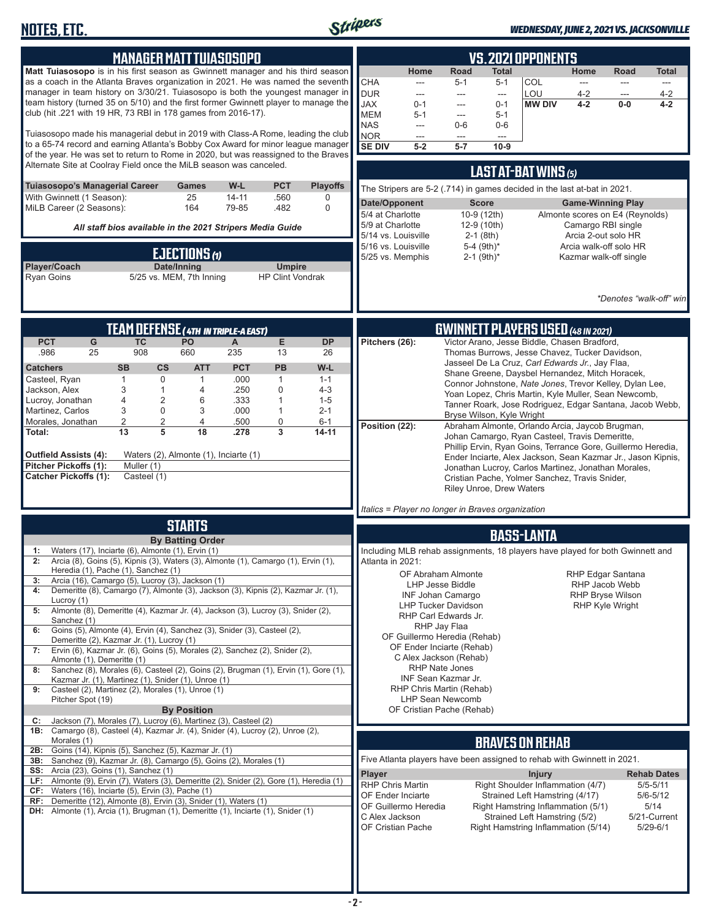# NOTES, ETC.

*WEDNESDAY, JUNE 2, 2021 VS. JACKSONVILLE*

## MANAGER MATT TUIASOSOPO

**Matt Tuiasosopo** is in his first season as Gwinnett manager and his third season as a coach in the Atlanta Braves organization in 2021. He was named the seventh manager in team history on 3/30/21. Tuiasosopo is both the youngest manager in team history (turned 35 on 5/10) and the first former Gwinnett player to manage the club (hit .221 with 19 HR, 73 RBI in 178 games from 2016-17).

Tuiasosopo made his managerial debut in 2019 with Class-A Rome, leading the club to a 65-74 record and earning Atlanta's Bobby Cox Award for minor league manager of the year. He was set to return to Rome in 2020, but was reassigned to the Braves Alternate Site at Coolray Field once the MiLB season was canceled.

| Tuiasosopo's Managerial Career | Games | W-L | PCT | Playoffs |
|---|---|---|---|---|
| With Gwinnett (1 Season): | 25 | 14-11 | .560 | 0 |
| MiLB Career (2 Seasons): | 164 | 79-85 | .482 | 0 |

*All staff bios available in the 2021 Stripers Media Guide*

## EJECTIONS (1)

| Player/Coach | Date/Inning | Umpire |
|---|---|---|
| Ryan Goins | 5/25 vs. MEM, 7th Inning | HP Clint Vondrak |

## VS. 2021 OPPONENTS

| | Home | Road | Total | | Home | Road | Total |
|---|---|---|---|---|---|---|---|
| CHA | --- | 5-1 | 5-1 | COL | --- | --- | --- |
| DUR | --- | --- | --- | LOU | 4-2 | --- | 4-2 |
| JAX | 0-1 | --- | 0-1 | **MW DIV** | **4-2** | **0-0** | **4-2** |
| MEM | 5-1 | --- | 5-1 | | | | |
| NAS | --- | 0-6 | 0-6 | | | | |
| NOR | --- | --- | --- | | | | |
| **SE DIV** | **5-2** | **5-7** | **10-9** | | | | |

## LAST AT-BAT WINS (5)

The Stripers are 5-2 (.714) in games decided in the last at-bat in 2021.

| Date/Opponent | Score | Game-Winning Play |
|---|---|---|
| 5/4 at Charlotte | 10-9 (12th) | Almonte scores on E4 (Reynolds) |
| 5/9 at Charlotte | 12-9 (10th) | Camargo RBI single |
| 5/14 vs. Louisville | 2-1 (8th) | Arcia 2-out solo HR |
| 5/16 vs. Louisville | 5-4 (9th)* | Arcia walk-off solo HR |
| 5/25 vs. Memphis | 2-1 (9th)* | Kazmar walk-off single |

*\*Denotes "walk-off" win*

## TEAM DEFENSE (4TH IN TRIPLE-A EAST)

| PCT | G | TC | PO | A | E | DP |
|---|---|---|---|---|---|---|
| .986 | 25 | 908 | 660 | 235 | 13 | 26 |

| Catchers | SB | CS | ATT | PCT | PB | W-L |
|---|---|---|---|---|---|---|
| Casteel, Ryan | 1 | 0 | 1 | .000 | 1 | 1-1 |
| Jackson, Alex | 3 | 1 | 4 | .250 | 0 | 4-3 |
| Lucroy, Jonathan | 4 | 2 | 6 | .333 | 1 | 1-5 |
| Martinez, Carlos | 3 | 0 | 3 | .000 | 1 | 2-1 |
| Morales, Jonathan | 2 | 2 | 4 | .500 | 0 | 6-1 |
| **Total:** | **13** | **5** | **18** | **.278** | **3** | **14-11** |

**Outfield Assists (4):** Waters (2), Almonte (1), Inciarte (1)
**Pitcher Pickoffs (1):** Muller (1)
**Catcher Pickoffs (1):** Casteel (1)

## GWINNETT PLAYERS USED (48 IN 2021)

**Pitchers (26):** Victor Arano, Jesse Biddle, Chasen Bradford, Thomas Burrows, Jesse Chavez, Tucker Davidson, Jasseel De La Cruz, *Carl Edwards Jr.*, Jay Flaa, Shane Greene, Daysbel Hernandez, Mitch Horacek, Connor Johnstone, *Nate Jones*, Trevor Kelley, Dylan Lee, Yoan Lopez, Chris Martin, Kyle Muller, Sean Newcomb, Tanner Roark, Jose Rodriguez, Edgar Santana, Jacob Webb, Bryse Wilson, Kyle Wright

**Position (22):** Abraham Almonte, Orlando Arcia, Jaycob Brugman, Johan Camargo, Ryan Casteel, Travis Demeritte, Phillip Ervin, Ryan Goins, Terrance Gore, Guillermo Heredia, Ender Inciarte, Alex Jackson, Sean Kazmar Jr., Jason Kipnis, Jonathan Lucroy, Carlos Martinez, Jonathan Morales, Cristian Pache, Yolmer Sanchez, Travis Snider, Riley Unroe, Drew Waters

*Italics = Player no longer in Braves organization*

## STARTS

**By Batting Order**

- **1:** Waters (17), Inciarte (6), Almonte (1), Ervin (1)
- **2:** Arcia (8), Goins (5), Kipnis (3), Waters (3), Almonte (1), Camargo (1), Ervin (1), Heredia (1), Pache (1), Sanchez (1)
- **3:** Arcia (16), Camargo (5), Lucroy (3), Jackson (1)
- **4:** Demeritte (8), Camargo (7), Almonte (3), Jackson (3), Kipnis (2), Kazmar Jr. (1), Lucroy (1)
- **5:** Almonte (8), Demeritte (4), Kazmar Jr. (4), Jackson (3), Lucroy (3), Snider (2), Sanchez (1)
- **6:** Goins (5), Almonte (4), Ervin (4), Sanchez (3), Snider (3), Casteel (2), Demeritte (2), Kazmar Jr. (1), Lucroy (1)
- **7:** Ervin (6), Kazmar Jr. (6), Goins (5), Morales (2), Sanchez (2), Snider (2), Almonte (1), Demeritte (1)
- **8:** Sanchez (8), Morales (6), Casteel (2), Goins (2), Brugman (1), Ervin (1), Gore (1), Kazmar Jr. (1), Martinez (1), Snider (1), Unroe (1)
- **9:** Casteel (2), Martinez (2), Morales (1), Unroe (1) Pitcher Spot (19)

**By Position**

- **C:** Jackson (7), Morales (7), Lucroy (6), Martinez (3), Casteel (2)
- **1B:** Camargo (8), Casteel (4), Kazmar Jr. (4), Snider (4), Lucroy (2), Unroe (2), Morales (1)
- **2B:** Goins (14), Kipnis (5), Sanchez (5), Kazmar Jr. (1)
- **3B:** Sanchez (9), Kazmar Jr. (8), Camargo (5), Goins (2), Morales (1)
- **SS:** Arcia (23), Goins (1), Sanchez (1)
- **LF:** Almonte (9), Ervin (7), Waters (3), Demeritte (2), Snider (2), Gore (1), Heredia (1)
- **CF:** Waters (16), Inciarte (5), Ervin (3), Pache (1)
- **RF:** Demeritte (12), Almonte (8), Ervin (3), Snider (1), Waters (1)
- **DH:** Almonte (1), Arcia (1), Brugman (1), Demeritte (1), Inciarte (1), Snider (1)

## BASS-LANTA

Including MLB rehab assignments, 18 players have played for both Gwinnett and Atlanta in 2021:

- OF Abraham Almonte
- LHP Jesse Biddle
- INF Johan Camargo
- LHP Tucker Davidson
- RHP Carl Edwards Jr.
- RHP Jay Flaa
- OF Guillermo Heredia (Rehab)
- OF Ender Inciarte (Rehab)
- C Alex Jackson (Rehab)
- RHP Nate Jones
- INF Sean Kazmar Jr.
- RHP Chris Martin (Rehab)
- LHP Sean Newcomb
- OF Cristian Pache (Rehab)
- RHP Edgar Santana
- RHP Jacob Webb
- RHP Bryse Wilson
- RHP Kyle Wright

## BRAVES ON REHAB

Five Atlanta players have been assigned to rehab with Gwinnett in 2021.

| Player | Injury | Rehab Dates |
|---|---|---|
| RHP Chris Martin | Right Shoulder Inflammation (4/7) | 5/5-5/11 |
| OF Ender Inciarte | Strained Left Hamstring (4/17) | 5/6-5/12 |
| OF Guillermo Heredia | Right Hamstring Inflammation (5/1) | 5/14 |
| C Alex Jackson | Strained Left Hamstring (5/2) | 5/21-Current |
| OF Cristian Pache | Right Hamstring Inflammation (5/14) | 5/29-6/1 |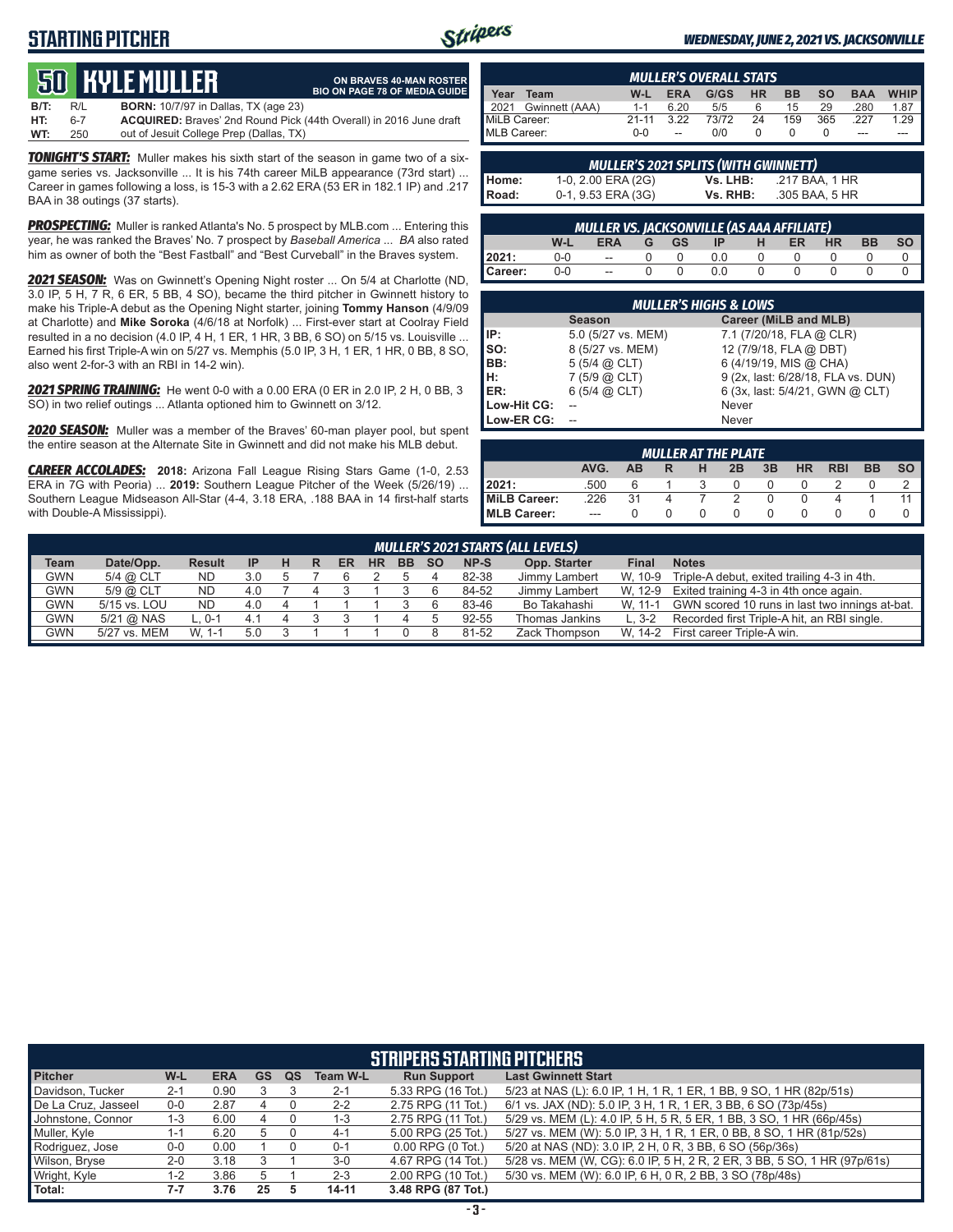# STARTING PITCHER

**WEDNESDAY, JUNE 2, 2021 VS. JACKSONVILLE**

## 50 KYLE MULLER

ON BRAVES 40-MAN ROSTER
BIO ON PAGE 78 OF MEDIA GUIDE

| | | | |
|---|---|---|---|
| B/T: | R/L | BORN: | 10/7/97 in Dallas, TX (age 23) |
| HT: | 6-7 | ACQUIRED: | Braves' 2nd Round Pick (44th Overall) in 2016 June draft |
| WT: | 250 | | out of Jesuit College Prep (Dallas, TX) |

***TONIGHT'S START:*** Muller makes his sixth start of the season in game two of a six-game series vs. Jacksonville ... It is his 74th career MiLB appearance (73rd start) ... Career in games following a loss, is 15-3 with a 2.62 ERA (53 ER in 182.1 IP) and .217 BAA in 38 outings (37 starts).

***PROSPECTING:*** Muller is ranked Atlanta's No. 5 prospect by MLB.com ... Entering this year, he was ranked the Braves' No. 7 prospect by *Baseball America* ... *BA* also rated him as owner of both the "Best Fastball" and "Best Curveball" in the Braves system.

***2021 SEASON:*** Was on Gwinnett's Opening Night roster ... On 5/4 at Charlotte (ND, 3.0 IP, 5 H, 7 R, 6 ER, 5 BB, 4 SO), became the third pitcher in Gwinnett history to make his Triple-A debut as the Opening Night starter, joining **Tommy Hanson** (4/9/09 at Charlotte) and **Mike Soroka** (4/6/18 at Norfolk) ... First-ever start at Coolray Field resulted in a no decision (4.0 IP, 4 H, 1 ER, 1 HR, 3 BB, 6 SO) on 5/15 vs. Louisville ... Earned his first Triple-A win on 5/27 vs. Memphis (5.0 IP, 3 H, 1 ER, 1 HR, 0 BB, 8 SO, also went 2-for-3 with an RBI in 14-2 win).

***2021 SPRING TRAINING:*** He went 0-0 with a 0.00 ERA (0 ER in 2.0 IP, 2 H, 0 BB, 3 SO) in two relief outings ... Atlanta optioned him to Gwinnett on 3/12.

***2020 SEASON:*** Muller was a member of the Braves' 60-man player pool, but spent the entire season at the Alternate Site in Gwinnett and did not make his MLB debut.

***CAREER ACCOLADES:*** **2018:** Arizona Fall League Rising Stars Game (1-0, 2.53 ERA in 7G with Peoria) ... **2019:** Southern League Pitcher of the Week (5/26/19) ... Southern League Midseason All-Star (4-4, 3.18 ERA, .188 BAA in 14 first-half starts with Double-A Mississippi).

### MULLER'S OVERALL STATS

| Year | Team | W-L | ERA | G/GS | HR | BB | SO | BAA | WHIP |
|---|---|---|---|---|---|---|---|---|---|
| 2021 | Gwinnett (AAA) | 1-1 | 6.20 | 5/5 | 6 | 15 | 29 | .280 | 1.87 |
| MiLB Career: | | 21-11 | 3.22 | 73/72 | 24 | 159 | 365 | .227 | 1.29 |
| MLB Career: | | 0-0 | -- | 0/0 | 0 | 0 | 0 | --- | --- |

### MULLER'S 2021 SPLITS (WITH GWINNETT)

| | | | |
|---|---|---|---|
| Home: | 1-0, 2.00 ERA (2G) | Vs. LHB: | .217 BAA, 1 HR |
| Road: | 0-1, 9.53 ERA (3G) | Vs. RHB: | .305 BAA, 5 HR |

### MULLER VS. JACKSONVILLE (AS AAA AFFILIATE)

| | W-L | ERA | G | GS | IP | H | ER | HR | BB | SO |
|---|---|---|---|---|---|---|---|---|---|---|
| 2021: | 0-0 | -- | 0 | 0 | 0.0 | 0 | 0 | 0 | 0 | 0 |
| Career: | 0-0 | -- | 0 | 0 | 0.0 | 0 | 0 | 0 | 0 | 0 |

### MULLER'S HIGHS & LOWS

| | Season | Career (MiLB and MLB) |
|---|---|---|
| IP: | 5.0 (5/27 vs. MEM) | 7.1 (7/20/18, FLA @ CLR) |
| SO: | 8 (5/27 vs. MEM) | 12 (7/9/18, FLA @ DBT) |
| BB: | 5 (5/4 @ CLT) | 6 (4/19/19, MIS @ CHA) |
| H: | 7 (5/9 @ CLT) | 9 (2x, last: 6/28/18, FLA vs. DUN) |
| ER: | 6 (5/4 @ CLT) | 6 (3x, last: 5/4/21, GWN @ CLT) |
| Low-Hit CG: | -- | Never |
| Low-ER CG: | -- | Never |

### MULLER AT THE PLATE

| | AVG. | AB | R | H | 2B | 3B | HR | RBI | BB | SO |
|---|---|---|---|---|---|---|---|---|---|---|
| 2021: | .500 | 6 | 1 | 3 | 0 | 0 | 0 | 2 | 0 | 2 |
| MiLB Career: | .226 | 31 | 4 | 7 | 2 | 0 | 0 | 4 | 1 | 11 |
| MLB Career: | --- | 0 | 0 | 0 | 0 | 0 | 0 | 0 | 0 | 0 |

### MULLER'S 2021 STARTS (ALL LEVELS)

| Team | Date/Opp. | Result | IP | H | R | ER | HR | BB | SO | NP-S | Opp. Starter | Final | Notes |
|---|---|---|---|---|---|---|---|---|---|---|---|---|---|
| GWN | 5/4 @ CLT | ND | 3.0 | 5 | 7 | 6 | 2 | 5 | 4 | 82-38 | Jimmy Lambert | W, 10-9 | Triple-A debut, exited trailing 4-3 in 4th. |
| GWN | 5/9 @ CLT | ND | 4.0 | 7 | 4 | 3 | 1 | 3 | 6 | 84-52 | Jimmy Lambert | W, 12-9 | Exited training 4-3 in 4th once again. |
| GWN | 5/15 vs. LOU | ND | 4.0 | 4 | 1 | 1 | 1 | 3 | 6 | 83-46 | Bo Takahashi | W, 11-1 | GWN scored 10 runs in last two innings at-bat. |
| GWN | 5/21 @ NAS | L, 0-1 | 4.1 | 4 | 3 | 3 | 1 | 4 | 5 | 92-55 | Thomas Jankins | L, 3-2 | Recorded first Triple-A hit, an RBI single. |
| GWN | 5/27 vs. MEM | W, 1-1 | 5.0 | 3 | 1 | 1 | 1 | 0 | 8 | 81-52 | Zack Thompson | W, 14-2 | First career Triple-A win. |

### STRIPERS STARTING PITCHERS

| Pitcher | W-L | ERA | GS | QS | Team W-L | Run Support | Last Gwinnett Start |
|---|---|---|---|---|---|---|---|
| Davidson, Tucker | 2-1 | 0.90 | 3 | 3 | 2-1 | 5.33 RPG (16 Tot.) | 5/23 at NAS (L): 6.0 IP, 1 H, 1 R, 1 ER, 1 BB, 9 SO, 1 HR (82p/51s) |
| De La Cruz, Jasseel | 0-0 | 2.87 | 4 | 0 | 2-2 | 2.75 RPG (11 Tot.) | 6/1 vs. JAX (ND): 5.0 IP, 3 H, 1 R, 1 ER, 3 BB, 6 SO (73p/45s) |
| Johnstone, Connor | 1-3 | 6.00 | 4 | 0 | 1-3 | 2.75 RPG (11 Tot.) | 5/29 vs. MEM (L): 4.0 IP, 5 H, 5 R, 5 ER, 1 BB, 3 SO, 1 HR (66p/45s) |
| Muller, Kyle | 1-1 | 6.20 | 5 | 0 | 4-1 | 5.00 RPG (25 Tot.) | 5/27 vs. MEM (W): 5.0 IP, 3 H, 1 R, 1 ER, 0 BB, 8 SO, 1 HR (81p/52s) |
| Rodriguez, Jose | 0-0 | 0.00 | 1 | 0 | 0-1 | 0.00 RPG (0 Tot.) | 5/20 at NAS (ND): 3.0 IP, 2 H, 0 R, 3 BB, 6 SO (56p/36s) |
| Wilson, Bryse | 2-0 | 3.18 | 3 | 1 | 3-0 | 4.67 RPG (14 Tot.) | 5/28 vs. MEM (W, CG): 6.0 IP, 5 H, 2 R, 2 ER, 3 BB, 5 SO, 1 HR (97p/61s) |
| Wright, Kyle | 1-2 | 3.86 | 5 | 1 | 2-3 | 2.00 RPG (10 Tot.) | 5/30 vs. MEM (W): 6.0 IP, 6 H, 0 R, 2 BB, 3 SO (78p/48s) |
| Total: | 7-7 | 3.76 | 25 | 5 | 14-11 | 3.48 RPG (87 Tot.) | |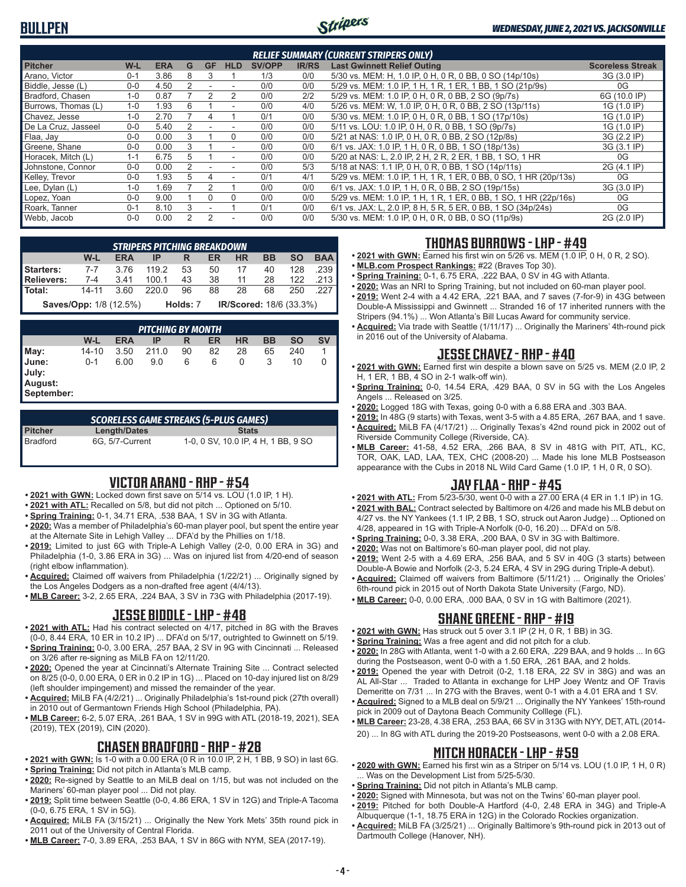## BULLPEN

**WEDNESDAY, JUNE 2, 2021 VS. JACKSONVILLE**

### RELIEF SUMMARY (CURRENT STRIPERS ONLY)

| Pitcher | W-L | ERA | G | GF | HLD | SV/OPP | IR/RS | Last Gwinnett Relief Outing | Scoreless Streak |
|---|---|---|---|---|---|---|---|---|---|
| Arano, Victor | 0-1 | 3.86 | 8 | 3 | 1 | 1/3 | 0/0 | 5/30 vs. MEM: H, 1.0 IP, 0 H, 0 R, 0 BB, 0 SO (14p/10s) | 3G (3.0 IP) |
| Biddle, Jesse (L) | 0-0 | 4.50 | 2 | - | - | 0/0 | 0/0 | 5/29 vs. MEM: 1.0 IP, 1 H, 1 R, 1 ER, 1 BB, 1 SO (21p/9s) | 0G |
| Bradford, Chasen | 1-0 | 0.87 | 7 | 2 | 2 | 0/0 | 2/2 | 5/29 vs. MEM: 1.0 IP, 0 H, 0 R, 0 BB, 2 SO (9p/7s) | 6G (10.0 IP) |
| Burrows, Thomas (L) | 1-0 | 1.93 | 6 | 1 | - | 0/0 | 4/0 | 5/26 vs. MEM: W, 1.0 IP, 0 H, 0 R, 0 BB, 2 SO (13p/11s) | 1G (1.0 IP) |
| Chavez, Jesse | 1-0 | 2.70 | 7 | 4 | 1 | 0/1 | 0/0 | 5/30 vs. MEM: 1.0 IP, 0 H, 0 R, 0 BB, 1 SO (17p/10s) | 1G (1.0 IP) |
| De La Cruz, Jasseel | 0-0 | 5.40 | 2 | - | - | 0/0 | 0/0 | 5/11 vs. LOU: 1.0 IP, 0 H, 0 R, 0 BB, 1 SO (9p/7s) | 1G (1.0 IP) |
| Flaa, Jay | 0-0 | 0.00 | 3 | 1 | 0 | 0/0 | 0/0 | 5/21 at NAS: 1.0 IP, 0 H, 0 R, 0 BB, 2 SO (12p/8s) | 3G (2.2 IP) |
| Greene, Shane | 0-0 | 0.00 | 3 | 1 | - | 0/0 | 0/0 | 6/1 vs. JAX: 1.0 IP, 1 H, 0 R, 0 BB, 1 SO (18p/13s) | 3G (3.1 IP) |
| Horacek, Mitch (L) | 1-1 | 6.75 | 5 | 1 | - | 0/0 | 0/0 | 5/20 at NAS: L, 2.0 IP, 2 H, 2 R, 2 ER, 1 BB, 1 SO, 1 HR | 0G |
| Johnstone, Connor | 0-0 | 0.00 | 2 | - | - | 0/0 | 5/3 | 5/18 at NAS: 1.1 IP, 0 H, 0 R, 0 BB, 1 SO (14p/11s) | 2G (4.1 IP) |
| Kelley, Trevor | 0-0 | 1.93 | 5 | 4 | - | 0/1 | 4/1 | 5/29 vs. MEM: 1.0 IP, 1 H, 1 R, 1 ER, 0 BB, 0 SO, 1 HR (20p/13s) | 0G |
| Lee, Dylan (L) | 1-0 | 1.69 | 7 | 2 | 1 | 0/0 | 0/0 | 6/1 vs. JAX: 1.0 IP, 1 H, 0 R, 0 BB, 2 SO (19p/15s) | 3G (3.0 IP) |
| Lopez, Yoan | 0-0 | 9.00 | 1 | 0 | 0 | 0/0 | 0/0 | 5/29 vs. MEM: 1.0 IP, 1 H, 1 R, 1 ER, 0 BB, 1 SO, 1 HR (22p/16s) | 0G |
| Roark, Tanner | 0-1 | 8.10 | 3 | - | 1 | 0/1 | 0/0 | 6/1 vs. JAX: L, 2.0 IP, 8 H, 5 R, 5 ER, 0 BB, 1 SO (34p/24s) | 0G |
| Webb, Jacob | 0-0 | 0.00 | 2 | 2 | - | 0/0 | 0/0 | 5/30 vs. MEM: 1.0 IP, 0 H, 0 R, 0 BB, 0 SO (11p/9s) | 2G (2.0 IP) |

### STRIPERS PITCHING BREAKDOWN

| | W-L | ERA | IP | R | ER | HR | BB | SO | BAA |
|---|---|---|---|---|---|---|---|---|---|
| **Starters:** | 7-7 | 3.76 | 119.2 | 53 | 50 | 17 | 40 | 128 | .239 |
| **Relievers:** | 7-4 | 3.41 | 100.1 | 43 | 38 | 11 | 28 | 122 | .213 |
| **Total:** | 14-11 | 3.60 | 220.0 | 96 | 88 | 28 | 68 | 250 | .227 |

**Saves/Opp:** 1/8 (12.5%) **Holds:** 7 **IR/Scored:** 18/6 (33.3%)

### PITCHING BY MONTH

| | W-L | ERA | IP | R | ER | HR | BB | SO | SV |
|---|---|---|---|---|---|---|---|---|---|
| **May:** | 14-10 | 3.50 | 211.0 | 90 | 82 | 28 | 65 | 240 | 1 |
| **June:** | 0-1 | 6.00 | 9.0 | 6 | 6 | 0 | 3 | 10 | 0 |
| **July:** | | | | | | | | | |
| **August:** | | | | | | | | | |
| **September:** | | | | | | | | | |

### SCORELESS GAME STREAKS (5-PLUS GAMES)

| Pitcher | Length/Dates | Stats |
|---|---|---|
| Bradford | 6G, 5/7-Current | 1-0, 0 SV, 10.0 IP, 4 H, 1 BB, 9 SO |

## VICTOR ARANO - RHP - #54

- **2021 with GWN:** Locked down first save on 5/14 vs. LOU (1.0 IP, 1 H).
- **2021 with ATL:** Recalled on 5/8, but did not pitch ... Optioned on 5/10.
- **Spring Training:** 0-1, 34.71 ERA, .538 BAA, 1 SV in 3G with Atlanta.
- **2020:** Was a member of Philadelphia's 60-man player pool, but spent the entire year at the Alternate Site in Lehigh Valley ... DFA'd by the Phillies on 1/18.
- **2019:** Limited to just 6G with Triple-A Lehigh Valley (2-0, 0.00 ERA in 3G) and Philadelphia (1-0, 3.86 ERA in 3G) ... Was on injured list from 4/20-end of season (right elbow inflammation).
- **Acquired:** Claimed off waivers from Philadelphia (1/22/21) ... Originally signed by the Los Angeles Dodgers as a non-drafted free agent (4/4/13).
- **MLB Career:** 3-2, 2.65 ERA, .224 BAA, 3 SV in 73G with Philadelphia (2017-19).

## JESSE BIDDLE - LHP - #48

- **2021 with ATL:** Had his contract selected on 4/17, pitched in 8G with the Braves (0-0, 8.44 ERA, 10 ER in 10.2 IP) ... DFA'd on 5/17, outrighted to Gwinnett on 5/19.
- **Spring Training:** 0-0, 3.00 ERA, .257 BAA, 2 SV in 9G with Cincinnati ... Released on 3/26 after re-signing as MiLB FA on 12/11/20.
- **2020:** Opened the year at Cincinnati's Alternate Training Site ... Contract selected on 8/25 (0-0, 0.00 ERA, 0 ER in 0.2 IP in 1G) ... Placed on 10-day injured list on 8/29 (left shoulder impingement) and missed the remainder of the year.
- **Acquired:** MiLB FA (4/2/21) ... Originally Philadelphia's 1st-round pick (27th overall) in 2010 out of Germantown Friends High School (Philadelphia, PA).
- **MLB Career:** 6-2, 5.07 ERA, .261 BAA, 1 SV in 99G with ATL (2018-19, 2021), SEA (2019), TEX (2019), CIN (2020).

## CHASEN BRADFORD - RHP - #28

- **2021 with GWN:** Is 1-0 with a 0.00 ERA (0 R in 10.0 IP, 2 H, 1 BB, 9 SO) in last 6G.
- **Spring Training:** Did not pitch in Atlanta's MLB camp.
- **2020:** Re-signed by Seattle to an MiLB deal on 1/15, but was not included on the Mariners' 60-man player pool ... Did not play.
- **2019:** Split time between Seattle (0-0, 4.86 ERA, 1 SV in 12G) and Triple-A Tacoma (0-0, 6.75 ERA, 1 SV in 5G).
- **Acquired:** MiLB FA (3/15/21) ... Originally the New York Mets' 35th round pick in 2011 out of the University of Central Florida.
- **MLB Career:** 7-0, 3.89 ERA, .253 BAA, 1 SV in 86G with NYM, SEA (2017-19).

## THOMAS BURROWS - LHP - #49

- **2021 with GWN:** Earned his first win on 5/26 vs. MEM (1.0 IP, 0 H, 0 R, 2 SO).
- **MLB.com Prospect Rankings:** #22 (Braves Top 30).
- **Spring Training:** 0-1, 6.75 ERA, .222 BAA, 0 SV in 4G with Atlanta.
- **2020:** Was an NRI to Spring Training, but not included on 60-man player pool.
- **2019:** Went 2-4 with a 4.42 ERA, .221 BAA, and 7 saves (7-for-9) in 43G between Double-A Mississippi and Gwinnett ... Stranded 16 of 17 inherited runners with the Stripers (94.1%) ... Won Atlanta's Bill Lucas Award for community service.
- **Acquired:** Via trade with Seattle (1/11/17) ... Originally the Mariners' 4th-round pick in 2016 out of the University of Alabama.

## JESSE CHAVEZ - RHP - #40

- **2021 with GWN:** Earned first win despite a blown save on 5/25 vs. MEM (2.0 IP, 2 H, 1 ER, 1 BB, 4 SO in 2-1 walk-off win).
- **Spring Training:** 0-0, 14.54 ERA, .429 BAA, 0 SV in 5G with the Los Angeles Angels ... Released on 3/25.
- **2020:** Logged 18G with Texas, going 0-0 with a 6.88 ERA and .303 BAA.
- **2019:** In 48G (9 starts) with Texas, went 3-5 with a 4.85 ERA, .267 BAA, and 1 save.
- **Acquired:** MiLB FA (4/17/21) ... Originally Texas's 42nd round pick in 2002 out of Riverside Community College (Riverside, CA).
- **MLB Career:** 41-58, 4.52 ERA, .266 BAA, 8 SV in 481G with PIT, ATL, KC, TOR, OAK, LAD, LAA, TEX, CHC (2008-20) ... Made his lone MLB Postseason appearance with the Cubs in 2018 NL Wild Card Game (1.0 IP, 1 H, 0 R, 0 SO).

## JAY FLAA - RHP - #45

- **2021 with ATL:** From 5/23-5/30, went 0-0 with a 27.00 ERA (4 ER in 1.1 IP) in 1G.
- **2021 with BAL:** Contract selected by Baltimore on 4/26 and made his MLB debut on 4/27 vs. the NY Yankees (1.1 IP, 2 BB, 1 SO, struck out Aaron Judge) ... Optioned on 4/28, appeared in 1G with Triple-A Norfolk (0-0, 16.20) ... DFA'd on 5/8.
- **Spring Training:** 0-0, 3.38 ERA, .200 BAA, 0 SV in 3G with Baltimore.
- **2020:** Was not on Baltimore's 60-man player pool, did not play.
- **2019:** Went 2-5 with a 4.69 ERA, .256 BAA, and 5 SV in 40G (3 starts) between Double-A Bowie and Norfolk (2-3, 5.24 ERA, 4 SV in 29G during Triple-A debut).
- **Acquired:** Claimed off waivers from Baltimore (5/11/21) ... Originally the Orioles' 6th-round pick in 2015 out of North Dakota State University (Fargo, ND).
- **MLB Career:** 0-0, 0.00 ERA, .000 BAA, 0 SV in 1G with Baltimore (2021).

## SHANE GREENE - RHP - #19

- **2021 with GWN:** Has struck out 5 over 3.1 IP (2 H, 0 R, 1 BB) in 3G.
- **Spring Training:** Was a free agent and did not pitch for a club.
- **2020:** In 28G with Atlanta, went 1-0 with a 2.60 ERA, .229 BAA, and 9 holds ... In 6G during the Postseason, went 0-0 with a 1.50 ERA, .261 BAA, and 2 holds.
- **2019:** Opened the year with Detroit (0-2, 1.18 ERA, 22 SV in 38G) and was an AL All-Star ... Traded to Atlanta in exchange for LHP Joey Wentz and OF Travis Demeritte on 7/31 ... In 27G with the Braves, went 0-1 with a 4.01 ERA and 1 SV.
- **Acquired:** Signed to a MLB deal on 5/9/21 ... Originally the NY Yankees' 15th-round pick in 2009 out of Daytona Beach Community Colllege (FL).
- **MLB Career:** 23-28, 4.38 ERA, .253 BAA, 66 SV in 313G with NYY, DET, ATL (2014-20) ... In 8G with ATL during the 2019-20 Postseasons, went 0-0 with a 2.08 ERA.

## MITCH HORACEK - LHP - #59

- **2020 with GWN:** Earned his first win as a Striper on 5/14 vs. LOU (1.0 IP, 1 H, 0 R) ... Was on the Development List from 5/25-5/30.
- **Spring Training:** Did not pitch in Atlanta's MLB camp.
- **2020:** Signed with Minnesota, but was not on the Twins' 60-man player pool.
- **2019:** Pitched for both Double-A Hartford (4-0, 2.48 ERA in 34G) and Triple-A Albuquerque (1-1, 18.75 ERA in 12G) in the Colorado Rockies organization.
- **Acquired:** MiLB FA (3/25/21) ... Originally Baltimore's 9th-round pick in 2013 out of Dartmouth College (Hanover, NH).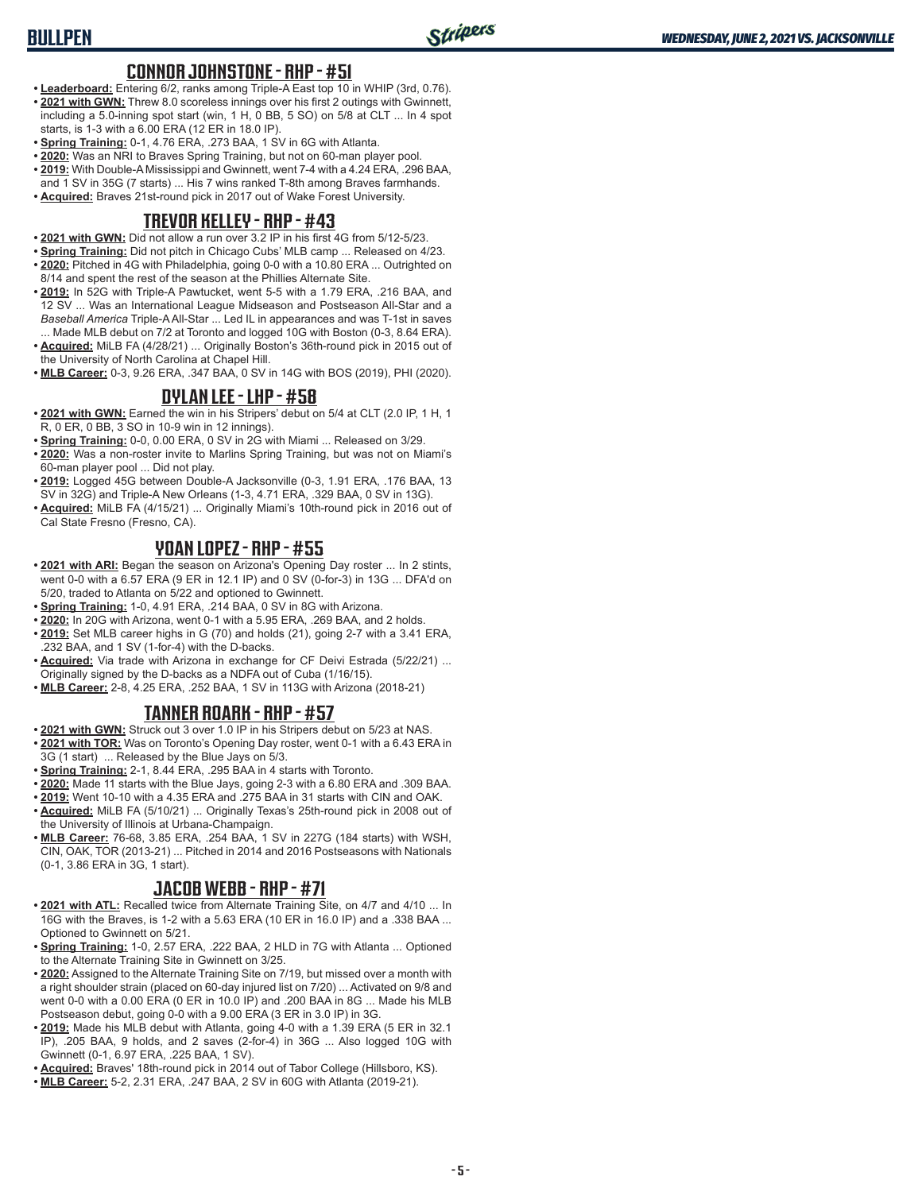## CONNOR JOHNSTONE - RHP - #51

- **Leaderboard:** Entering 6/2, ranks among Triple-A East top 10 in WHIP (3rd, 0.76).
- **2021 with GWN:** Threw 8.0 scoreless innings over his first 2 outings with Gwinnett, including a 5.0-inning spot start (win, 1 H, 0 BB, 5 SO) on 5/8 at CLT ... In 4 spot starts, is 1-3 with a 6.00 ERA (12 ER in 18.0 IP).
- **Spring Training:** 0-1, 4.76 ERA, .273 BAA, 1 SV in 6G with Atlanta.
- **2020:** Was an NRI to Braves Spring Training, but not on 60-man player pool.
- **2019:** With Double-A Mississippi and Gwinnett, went 7-4 with a 4.24 ERA, .296 BAA, and 1 SV in 35G (7 starts) ... His 7 wins ranked T-8th among Braves farmhands.
- **Acquired:** Braves 21st-round pick in 2017 out of Wake Forest University.

## TREVOR KELLEY - RHP - #43

- **2021 with GWN:** Did not allow a run over 3.2 IP in his first 4G from 5/12-5/23.
- **Spring Training:** Did not pitch in Chicago Cubs' MLB camp ... Released on 4/23.
- **2020:** Pitched in 4G with Philadelphia, going 0-0 with a 10.80 ERA ... Outrighted on 8/14 and spent the rest of the season at the Phillies Alternate Site.
- **2019:** In 52G with Triple-A Pawtucket, went 5-5 with a 1.79 ERA, .216 BAA, and 12 SV ... Was an International League Midseason and Postseason All-Star and a *Baseball America* Triple-A All-Star ... Led IL in appearances and was T-1st in saves ... Made MLB debut on 7/2 at Toronto and logged 10G with Boston (0-3, 8.64 ERA).
- **Acquired:** MiLB FA (4/28/21) ... Originally Boston's 36th-round pick in 2015 out of the University of North Carolina at Chapel Hill.
- **MLB Career:** 0-3, 9.26 ERA, .347 BAA, 0 SV in 14G with BOS (2019), PHI (2020).

## DYLAN LEE - LHP - #58

- **2021 with GWN:** Earned the win in his Stripers' debut on 5/4 at CLT (2.0 IP, 1 H, 1 R, 0 ER, 0 BB, 3 SO in 10-9 win in 12 innings).
- **Spring Training:** 0-0, 0.00 ERA, 0 SV in 2G with Miami ... Released on 3/29.
- **2020:** Was a non-roster invite to Marlins Spring Training, but was not on Miami's 60-man player pool ... Did not play.
- **2019:** Logged 45G between Double-A Jacksonville (0-3, 1.91 ERA, .176 BAA, 13 SV in 32G) and Triple-A New Orleans (1-3, 4.71 ERA, .329 BAA, 0 SV in 13G).
- **Acquired:** MiLB FA (4/15/21) ... Originally Miami's 10th-round pick in 2016 out of Cal State Fresno (Fresno, CA).

## YOAN LOPEZ - RHP - #55

- **2021 with ARI:** Began the season on Arizona's Opening Day roster ... In 2 stints, went 0-0 with a 6.57 ERA (9 ER in 12.1 IP) and 0 SV (0-for-3) in 13G ... DFA'd on 5/20, traded to Atlanta on 5/22 and optioned to Gwinnett.
- **Spring Training:** 1-0, 4.91 ERA, .214 BAA, 0 SV in 8G with Arizona.
- **2020:** In 20G with Arizona, went 0-1 with a 5.95 ERA, .269 BAA, and 2 holds.
- **2019:** Set MLB career highs in G (70) and holds (21), going 2-7 with a 3.41 ERA, .232 BAA, and 1 SV (1-for-4) with the D-backs.
- **Acquired:** Via trade with Arizona in exchange for CF Deivi Estrada (5/22/21) ... Originally signed by the D-backs as a NDFA out of Cuba (1/16/15).
- **MLB Career:** 2-8, 4.25 ERA, .252 BAA, 1 SV in 113G with Arizona (2018-21)

## TANNER ROARK - RHP - #57

- **2021 with GWN:** Struck out 3 over 1.0 IP in his Stripers debut on 5/23 at NAS.
- **2021 with TOR:** Was on Toronto's Opening Day roster, went 0-1 with a 6.43 ERA in 3G (1 start) ... Released by the Blue Jays on 5/3.
- **Spring Training:** 2-1, 8.44 ERA, .295 BAA in 4 starts with Toronto.
- **2020:** Made 11 starts with the Blue Jays, going 2-3 with a 6.80 ERA and .309 BAA.
- **2019:** Went 10-10 with a 4.35 ERA and .275 BAA in 31 starts with CIN and OAK.
- **Acquired:** MiLB FA (5/10/21) ... Originally Texas's 25th-round pick in 2008 out of the University of Illinois at Urbana-Champaign.
- **MLB Career:** 76-68, 3.85 ERA, .254 BAA, 1 SV in 227G (184 starts) with WSH, CIN, OAK, TOR (2013-21) ... Pitched in 2014 and 2016 Postseasons with Nationals (0-1, 3.86 ERA in 3G, 1 start).

## JACOB WEBB - RHP - #71

- **2021 with ATL:** Recalled twice from Alternate Training Site, on 4/7 and 4/10 ... In 16G with the Braves, is 1-2 with a 5.63 ERA (10 ER in 16.0 IP) and a .338 BAA ... Optioned to Gwinnett on 5/21.
- **Spring Training:** 1-0, 2.57 ERA, .222 BAA, 2 HLD in 7G with Atlanta ... Optioned to the Alternate Training Site in Gwinnett on 3/25.
- **2020:** Assigned to the Alternate Training Site on 7/19, but missed over a month with a right shoulder strain (placed on 60-day injured list on 7/20) ... Activated on 9/8 and went 0-0 with a 0.00 ERA (0 ER in 10.0 IP) and .200 BAA in 8G ... Made his MLB Postseason debut, going 0-0 with a 9.00 ERA (3 ER in 3.0 IP) in 3G.
- **2019:** Made his MLB debut with Atlanta, going 4-0 with a 1.39 ERA (5 ER in 32.1 IP), .205 BAA, 9 holds, and 2 saves (2-for-4) in 36G ... Also logged 10G with Gwinnett (0-1, 6.97 ERA, .225 BAA, 1 SV).
- **Acquired:** Braves' 18th-round pick in 2014 out of Tabor College (Hillsboro, KS).
- **MLB Career:** 5-2, 2.31 ERA, .247 BAA, 2 SV in 60G with Atlanta (2019-21).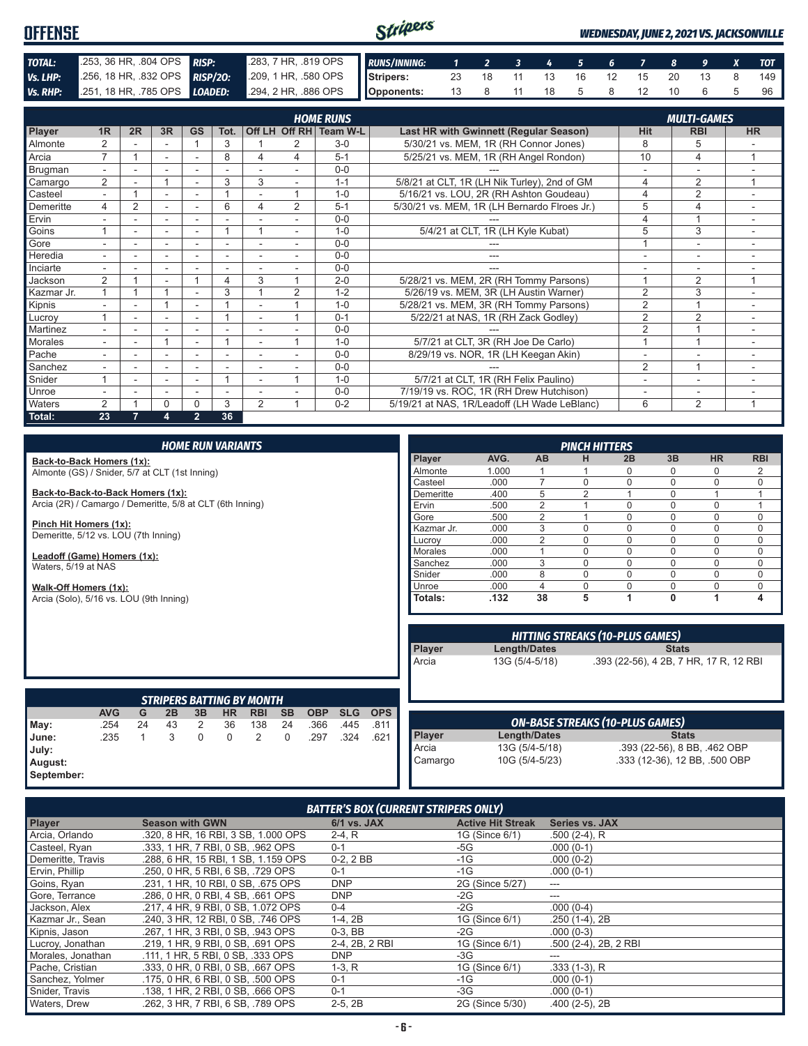# OFFENSE

*WEDNESDAY, JUNE 2, 2021 VS. JACKSONVILLE*

| | | | |
|---|---|---|---|
| **TOTAL:** | .253, 36 HR, .804 OPS | **RISP:** | .283, 7 HR, .819 OPS |
| **Vs. LHP:** | .256, 18 HR, .832 OPS | **RISP/2O:** | .209, 1 HR, .580 OPS |
| **Vs. RHP:** | .251, 18 HR, .785 OPS | **LOADED:** | .294, 2 HR, .886 OPS |

| RUNS/INNING: | 1 | 2 | 3 | 4 | 5 | 6 | 7 | 8 | 9 | X | TOT |
|---|---|---|---|---|---|---|---|---|---|---|---|
| Stripers: | 23 | 18 | 11 | 13 | 16 | 12 | 15 | 20 | 13 | 8 | 149 |
| Opponents: | 13 | 8 | 11 | 18 | 5 | 8 | 12 | 10 | 6 | 5 | 96 |

## HOME RUNS / MULTI-GAMES

| Player | 1R | 2R | 3R | GS | Tot. | Off LH | Off RH | Team W-L | Last HR with Gwinnett (Regular Season) | Hit | RBI | HR |
|---|---|---|---|---|---|---|---|---|---|---|---|---|
| Almonte | 2 | - | - | 1 | 3 | 1 | 2 | 3-0 | 5/30/21 vs. MEM, 1R (RH Connor Jones) | 8 | 5 | - |
| Arcia | 7 | 1 | - | - | 8 | 4 | 4 | 5-1 | 5/25/21 vs. MEM, 1R (RH Angel Rondon) | 10 | 4 | 1 |
| Brugman | - | - | - | - | - | - | - | 0-0 | --- | - | - | - |
| Camargo | 2 | - | 1 | - | 3 | 3 | - | 1-1 | 5/8/21 at CLT, 1R (LH Nik Turley), 2nd of GM | 4 | 2 | 1 |
| Casteel | - | 1 | - | - | 1 | - | 1 | 1-0 | 5/16/21 vs. LOU, 2R (RH Ashton Goudeau) | 4 | 2 | - |
| Demeritte | 4 | 2 | - | - | 6 | 4 | 2 | 5-1 | 5/30/21 vs. MEM, 1R (LH Bernardo Flroes Jr.) | 5 | 4 | - |
| Ervin | - | - | - | - | - | - | - | 0-0 | --- | 4 | 1 | - |
| Goins | 1 | - | - | - | 1 | 1 | - | 1-0 | 5/4/21 at CLT, 1R (LH Kyle Kubat) | 5 | 3 | - |
| Gore | - | - | - | - | - | - | - | 0-0 | --- | 1 | - | - |
| Heredia | - | - | - | - | - | - | - | 0-0 | --- | - | - | - |
| Inciarte | - | - | - | - | - | - | - | 0-0 | --- | - | - | - |
| Jackson | 2 | 1 | - | 1 | 4 | 3 | 1 | 2-0 | 5/28/21 vs. MEM, 2R (RH Tommy Parsons) | 1 | 2 | 1 |
| Kazmar Jr. | 1 | 1 | 1 | - | 3 | 1 | 2 | 1-2 | 5/26/19 vs. MEM, 3R (LH Austin Warner) | 2 | 3 | - |
| Kipnis | - | - | 1 | - | 1 | - | 1 | 1-0 | 5/28/21 vs. MEM, 3R (RH Tommy Parsons) | 2 | 1 | - |
| Lucroy | 1 | - | - | - | 1 | - | 1 | 0-1 | 5/22/21 at NAS, 1R (RH Zack Godley) | 2 | 2 | - |
| Martinez | - | - | - | - | - | - | - | 0-0 | --- | 2 | 1 | - |
| Morales | - | - | 1 | - | 1 | - | 1 | 1-0 | 5/7/21 at CLT, 3R (RH Joe De Carlo) | 1 | 1 | - |
| Pache | - | - | - | - | - | - | - | 0-0 | 8/29/19 vs. NOR, 1R (LH Keegan Akin) | - | - | - |
| Sanchez | - | - | - | - | - | - | - | 0-0 | --- | 2 | 1 | - |
| Snider | 1 | - | - | - | 1 | - | 1 | 1-0 | 5/7/21 at CLT, 1R (RH Felix Paulino) | - | - | - |
| Unroe | - | - | - | - | - | - | - | 0-0 | 7/19/19 vs. ROC, 1R (RH Drew Hutchison) | - | - | - |
| Waters | 2 | 1 | 0 | 0 | 3 | 2 | 1 | 0-2 | 5/19/21 at NAS, 1R/Leadoff (LH Wade LeBlanc) | 6 | 2 | 1 |
| **Total:** | **23** | **7** | **4** | **2** | **36** | | | | | | | |

## HOME RUN VARIANTS

**Back-to-Back Homers (1x):**
Almonte (GS) / Snider, 5/7 at CLT (1st Inning)

**Back-to-Back-to-Back Homers (1x):**
Arcia (2R) / Camargo / Demeritte, 5/8 at CLT (6th Inning)

**Pinch Hit Homers (1x):**
Demeritte, 5/12 vs. LOU (7th Inning)

**Leadoff (Game) Homers (1x):**
Waters, 5/19 at NAS

**Walk-Off Homers (1x):**
Arcia (Solo), 5/16 vs. LOU (9th Inning)

## PINCH HITTERS

| Player | AVG. | AB | H | 2B | 3B | HR | RBI |
|---|---|---|---|---|---|---|---|
| Almonte | 1.000 | 1 | 1 | 0 | 0 | 0 | 2 |
| Casteel | .000 | 7 | 0 | 0 | 0 | 0 | 0 |
| Demeritte | .400 | 5 | 2 | 1 | 0 | 1 | 1 |
| Ervin | .500 | 2 | 1 | 0 | 0 | 0 | 1 |
| Gore | .500 | 2 | 1 | 0 | 0 | 0 | 0 |
| Kazmar Jr. | .000 | 3 | 0 | 0 | 0 | 0 | 0 |
| Lucroy | .000 | 2 | 0 | 0 | 0 | 0 | 0 |
| Morales | .000 | 1 | 0 | 0 | 0 | 0 | 0 |
| Sanchez | .000 | 3 | 0 | 0 | 0 | 0 | 0 |
| Snider | .000 | 8 | 0 | 0 | 0 | 0 | 0 |
| Unroe | .000 | 4 | 0 | 0 | 0 | 0 | 0 |
| **Totals:** | **.132** | **38** | **5** | **1** | **0** | **1** | **4** |

## HITTING STREAKS (10-PLUS GAMES)

| Player | Length/Dates | Stats |
|---|---|---|
| Arcia | 13G (5/4-5/18) | .393 (22-56), 4 2B, 7 HR, 17 R, 12 RBI |

## STRIPERS BATTING BY MONTH

| | AVG | G | 2B | 3B | HR | RBI | SB | OBP | SLG | OPS |
|---|---|---|---|---|---|---|---|---|---|---|
| May: | .254 | 24 | 43 | 2 | 36 | 138 | 24 | .366 | .445 | .811 |
| June: | .235 | 1 | 3 | 0 | 0 | 2 | 0 | .297 | .324 | .621 |
| July: | | | | | | | | | | |
| August: | | | | | | | | | | |
| September: | | | | | | | | | | |

## ON-BASE STREAKS (10-PLUS GAMES)

| Player | Length/Dates | Stats |
|---|---|---|
| Arcia | 13G (5/4-5/18) | .393 (22-56), 8 BB, .462 OBP |
| Camargo | 10G (5/4-5/23) | .333 (12-36), 12 BB, .500 OBP |

## BATTER'S BOX (CURRENT STRIPERS ONLY)

| Player | Season with GWN | 6/1 vs. JAX | Active Hit Streak | Series vs. JAX |
|---|---|---|---|---|
| Arcia, Orlando | .320, 8 HR, 16 RBI, 3 SB, 1.000 OPS | 2-4, R | 1G (Since 6/1) | .500 (2-4), R |
| Casteel, Ryan | .333, 1 HR, 7 RBI, 0 SB, .962 OPS | 0-1 | -5G | .000 (0-1) |
| Demeritte, Travis | .288, 6 HR, 15 RBI, 1 SB, 1.159 OPS | 0-2, 2 BB | -1G | .000 (0-2) |
| Ervin, Phillip | .250, 0 HR, 5 RBI, 6 SB, .729 OPS | 0-1 | -1G | .000 (0-1) |
| Goins, Ryan | .231, 1 HR, 10 RBI, 0 SB, .675 OPS | DNP | 2G (Since 5/27) | --- |
| Gore, Terrance | .286, 0 HR, 0 RBI, 4 SB, .661 OPS | DNP | -2G | --- |
| Jackson, Alex | .217, 4 HR, 9 RBI, 0 SB, 1.072 OPS | 0-4 | -2G | .000 (0-4) |
| Kazmar Jr., Sean | .240, 3 HR, 12 RBI, 0 SB, .746 OPS | 1-4, 2B | 1G (Since 6/1) | .250 (1-4), 2B |
| Kipnis, Jason | .267, 1 HR, 3 RBI, 0 SB, .943 OPS | 0-3, BB | -2G | .000 (0-3) |
| Lucroy, Jonathan | .219, 1 HR, 9 RBI, 0 SB, .691 OPS | 2-4, 2B, 2 RBI | 1G (Since 6/1) | .500 (2-4), 2B, 2 RBI |
| Morales, Jonathan | .111, 1 HR, 5 RBI, 0 SB, .333 OPS | DNP | -3G | --- |
| Pache, Cristian | .333, 0 HR, 0 RBI, 0 SB, .667 OPS | 1-3, R | 1G (Since 6/1) | .333 (1-3), R |
| Sanchez, Yolmer | .175, 0 HR, 6 RBI, 0 SB, .500 OPS | 0-1 | -1G | .000 (0-1) |
| Snider, Travis | .138, 1 HR, 2 RBI, 0 SB, .666 OPS | 0-1 | -3G | .000 (0-1) |
| Waters, Drew | .262, 3 HR, 7 RBI, 6 SB, .789 OPS | 2-5, 2B | 2G (Since 5/30) | .400 (2-5), 2B |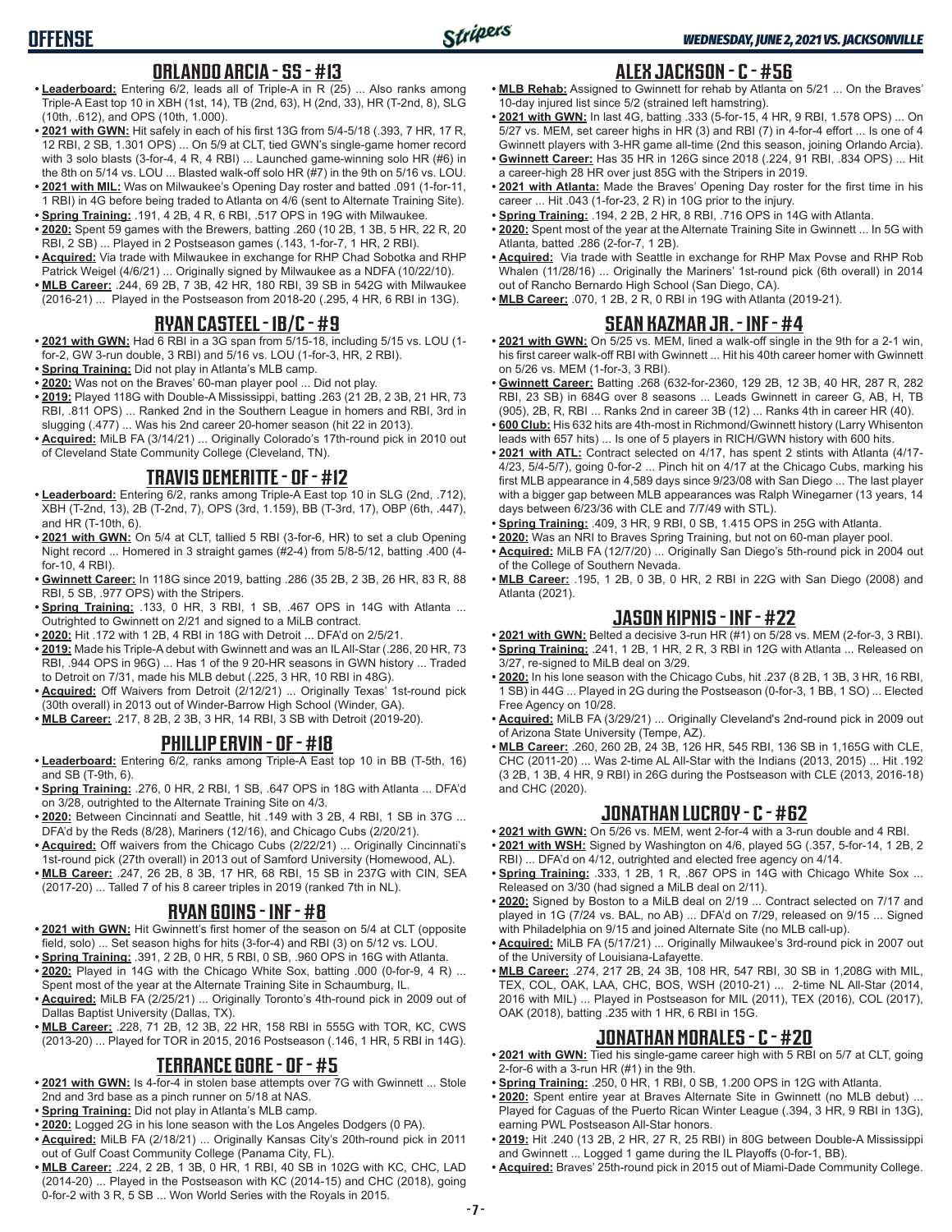## ORLANDO ARCIA - SS - #13

- **Leaderboard:** Entering 6/2, leads all of Triple-A in R (25) ... Also ranks among Triple-A East top 10 in XBH (1st, 14), TB (2nd, 63), H (2nd, 33), HR (T-2nd, 8), SLG (10th, .612), and OPS (10th, 1.000).
- **2021 with GWN:** Hit safely in each of his first 13G from 5/4-5/18 (.393, 7 HR, 17 R, 12 RBI, 2 SB, 1.301 OPS) ... On 5/9 at CLT, tied GWN's single-game homer record with 3 solo blasts (3-for-4, 4 R, 4 RBI) ... Launched game-winning solo HR (#6) in the 8th on 5/14 vs. LOU ... Blasted walk-off solo HR (#7) in the 9th on 5/16 vs. LOU.
- **2021 with MIL:** Was on Milwaukee's Opening Day roster and batted .091 (1-for-11, 1 RBI) in 4G before being traded to Atlanta on 4/6 (sent to Alternate Training Site).
- **Spring Training:** .191, 4 2B, 4 R, 6 RBI, .517 OPS in 19G with Milwaukee.
- **2020:** Spent 59 games with the Brewers, batting .260 (10 2B, 1 3B, 5 HR, 22 R, 20 RBI, 2 SB) ... Played in 2 Postseason games (.143, 1-for-7, 1 HR, 2 RBI).
- **Acquired:** Via trade with Milwaukee in exchange for RHP Chad Sobotka and RHP Patrick Weigel (4/6/21) ... Originally signed by Milwaukee as a NDFA (10/22/10).
- **MLB Career:** .244, 69 2B, 7 3B, 42 HR, 180 RBI, 39 SB in 542G with Milwaukee (2016-21) ... Played in the Postseason from 2018-20 (.295, 4 HR, 6 RBI in 13G).

## RYAN CASTEEL - 1B/C - #9

- **2021 with GWN:** Had 6 RBI in a 3G span from 5/15-18, including 5/15 vs. LOU (1-for-2, GW 3-run double, 3 RBI) and 5/16 vs. LOU (1-for-3, HR, 2 RBI).
- **Spring Training:** Did not play in Atlanta's MLB camp.
- **2020:** Was not on the Braves' 60-man player pool ... Did not play.
- **2019:** Played 118G with Double-A Mississippi, batting .263 (21 2B, 2 3B, 21 HR, 73 RBI, .811 OPS) ... Ranked 2nd in the Southern League in homers and RBI, 3rd in slugging (.477) ... Was his 2nd career 20-homer season (hit 22 in 2013).
- **Acquired:** MiLB FA (3/14/21) ... Originally Colorado's 17th-round pick in 2010 out of Cleveland State Community College (Cleveland, TN).

## TRAVIS DEMERITTE - OF - #12

- **Leaderboard:** Entering 6/2, ranks among Triple-A East top 10 in SLG (2nd, .712), XBH (T-2nd, 13), 2B (T-2nd, 7), OPS (3rd, 1.159), BB (T-3rd, 17), OBP (6th, .447), and HR (T-10th, 6).
- **2021 with GWN:** On 5/4 at CLT, tallied 5 RBI (3-for-6, HR) to set a club Opening Night record ... Homered in 3 straight games (#2-4) from 5/8-5/12, batting .400 (4-for-10, 4 RBI).
- **Gwinnett Career:** In 118G since 2019, batting .286 (35 2B, 2 3B, 26 HR, 83 R, 88 RBI, 5 SB, .977 OPS) with the Stripers.
- **Spring Training:** .133, 0 HR, 3 RBI, 1 SB, .467 OPS in 14G with Atlanta ... Outrighted to Gwinnett on 2/21 and signed to a MiLB contract.
- **2020:** Hit .172 with 1 2B, 4 RBI in 18G with Detroit ... DFA'd on 2/5/21.
- **2019:** Made his Triple-A debut with Gwinnett and was an IL All-Star (.286, 20 HR, 73 RBI, .944 OPS in 96G) ... Has 1 of the 9 20-HR seasons in GWN history ... Traded to Detroit on 7/31, made his MLB debut (.225, 3 HR, 10 RBI in 48G).
- **Acquired:** Off Waivers from Detroit (2/12/21) ... Originally Texas' 1st-round pick (30th overall) in 2013 out of Winder-Barrow High School (Winder, GA).
- **MLB Career:** .217, 8 2B, 2 3B, 3 HR, 14 RBI, 3 SB with Detroit (2019-20).

## PHILLIP ERVIN - OF - #18

- **Leaderboard:** Entering 6/2, ranks among Triple-A East top 10 in BB (T-5th, 16) and SB (T-9th, 6).
- **Spring Training:** .276, 0 HR, 2 RBI, 1 SB, .647 OPS in 18G with Atlanta ... DFA'd on 3/28, outrighted to the Alternate Training Site on 4/3.
- **2020:** Between Cincinnati and Seattle, hit .149 with 3 2B, 4 RBI, 1 SB in 37G ... DFA'd by the Reds (8/28), Mariners (12/16), and Chicago Cubs (2/20/21).
- **Acquired:** Off waivers from the Chicago Cubs (2/22/21) ... Originally Cincinnati's 1st-round pick (27th overall) in 2013 out of Samford University (Homewood, AL).
- **MLB Career:** .247, 26 2B, 8 3B, 17 HR, 68 RBI, 15 SB in 237G with CIN, SEA (2017-20) ... Talled 7 of his 8 career triples in 2019 (ranked 7th in NL).

## RYAN GOINS - INF - #8

- **2021 with GWN:** Hit Gwinnett's first homer of the season on 5/4 at CLT (opposite field, solo) ... Set season highs for hits (3-for-4) and RBI (3) on 5/12 vs. LOU.
- **Spring Training:** .391, 2 2B, 0 HR, 5 RBI, 0 SB, .960 OPS in 16G with Atlanta.
- **2020:** Played in 14G with the Chicago White Sox, batting .000 (0-for-9, 4 R) ... Spent most of the year at the Alternate Training Site in Schaumburg, IL.
- **Acquired:** MiLB FA (2/25/21) ... Originally Toronto's 4th-round pick in 2009 out of Dallas Baptist University (Dallas, TX).
- **MLB Career:** .228, 71 2B, 12 3B, 22 HR, 158 RBI in 555G with TOR, KC, CWS (2013-20) ... Played for TOR in 2015, 2016 Postseason (.146, 1 HR, 5 RBI in 14G).

## TERRANCE GORE - OF - #5

- **2021 with GWN:** Is 4-for-4 in stolen base attempts over 7G with Gwinnett ... Stole 2nd and 3rd base as a pinch runner on 5/18 at NAS.
- **Spring Training:** Did not play in Atlanta's MLB camp.
- **2020:** Logged 2G in his lone season with the Los Angeles Dodgers (0 PA).
- **Acquired:** MiLB FA (2/18/21) ... Originally Kansas City's 20th-round pick in 2011 out of Gulf Coast Community College (Panama City, FL).
- **MLB Career:** .224, 2 2B, 1 3B, 0 HR, 1 RBI, 40 SB in 102G with KC, CHC, LAD (2014-20) ... Played in the Postseason with KC (2014-15) and CHC (2018), going 0-for-2 with 3 R, 5 SB ... Won World Series with the Royals in 2015.

## ALEX JACKSON - C - #56

- **MLB Rehab:** Assigned to Gwinnett for rehab by Atlanta on 5/21 ... On the Braves' 10-day injured list since 5/2 (strained left hamstring).
- **2021 with GWN:** In last 4G, batting .333 (5-for-15, 4 HR, 9 RBI, 1.578 OPS) ... On 5/27 vs. MEM, set career highs in HR (3) and RBI (7) in 4-for-4 effort ... Is one of 4 Gwinnett players with 3-HR game all-time (2nd this season, joining Orlando Arcia).
- **Gwinnett Career:** Has 35 HR in 126G since 2018 (.224, 91 RBI, .834 OPS) ... Hit a career-high 28 HR over just 85G with the Stripers in 2019.
- **2021 with Atlanta:** Made the Braves' Opening Day roster for the first time in his career ... Hit .043 (1-for-23, 2 R) in 10G prior to the injury.
- **Spring Training:** .194, 2 2B, 2 HR, 8 RBI, .716 OPS in 14G with Atlanta.
- **2020:** Spent most of the year at the Alternate Training Site in Gwinnett ... In 5G with Atlanta, batted .286 (2-for-7, 1 2B).
- **Acquired:** Via trade with Seattle in exchange for RHP Max Povse and RHP Rob Whalen (11/28/16) ... Originally the Mariners' 1st-round pick (6th overall) in 2014 out of Rancho Bernardo High School (San Diego, CA).
- **MLB Career:** .070, 1 2B, 2 R, 0 RBI in 19G with Atlanta (2019-21).

## SEAN KAZMAR JR. - INF - #4

- **2021 with GWN:** On 5/25 vs. MEM, lined a walk-off single in the 9th for a 2-1 win, his first career walk-off RBI with Gwinnett ... Hit his 40th career homer with Gwinnett on 5/26 vs. MEM (1-for-3, 3 RBI).
- **Gwinnett Career:** Batting .268 (632-for-2360, 129 2B, 12 3B, 40 HR, 287 R, 282 RBI, 23 SB) in 684G over 8 seasons ... Leads Gwinnett in career G, AB, H, TB (905), 2B, R, RBI ... Ranks 2nd in career 3B (12) ... Ranks 4th in career HR (40).
- **600 Club:** His 632 hits are 4th-most in Richmond/Gwinnett history (Larry Whisenton leads with 657 hits) ... Is one of 5 players in RICH/GWN history with 600 hits.
- **2021 with ATL:** Contract selected on 4/17, has spent 2 stints with Atlanta (4/17-4/23, 5/4-5/7), going 0-for-2 ... Pinch hit on 4/17 at the Chicago Cubs, marking his first MLB appearance in 4,589 days since 9/23/08 with San Diego ... The last player with a bigger gap between MLB appearances was Ralph Winegarner (13 years, 14 days between 6/23/36 with CLE and 7/7/49 with STL).
- **Spring Training:** .409, 3 HR, 9 RBI, 0 SB, 1.415 OPS in 25G with Atlanta.
- **2020:** Was an NRI to Braves Spring Training, but not on 60-man player pool.
- **Acquired:** MiLB FA (12/7/20) ... Originally San Diego's 5th-round pick in 2004 out of the College of Southern Nevada.
- **MLB Career:** .195, 1 2B, 0 3B, 0 HR, 2 RBI in 22G with San Diego (2008) and Atlanta (2021).

## JASON KIPNIS - INF - #22

- **2021 with GWN:** Belted a decisive 3-run HR (#1) on 5/28 vs. MEM (2-for-3, 3 RBI).
- **Spring Training:** .241, 1 2B, 1 HR, 2 R, 3 RBI in 12G with Atlanta ... Released on 3/27, re-signed to MiLB deal on 3/29.
- **2020:** In his lone season with the Chicago Cubs, hit .237 (8 2B, 1 3B, 3 HR, 16 RBI, 1 SB) in 44G ... Played in 2G during the Postseason (0-for-3, 1 BB, 1 SO) ... Elected Free Agency on 10/28.
- **Acquired:** MiLB FA (3/29/21) ... Originally Cleveland's 2nd-round pick in 2009 out of Arizona State University (Tempe, AZ).
- **MLB Career:** .260, 260 2B, 24 3B, 126 HR, 545 RBI, 136 SB in 1,165G with CLE, CHC (2011-20) ... Was 2-time AL All-Star with the Indians (2013, 2015) ... Hit .192 (3 2B, 1 3B, 4 HR, 9 RBI) in 26G during the Postseason with CLE (2013, 2016-18) and CHC (2020).

## JONATHAN LUCROY - C - #62

- **2021 with GWN:** On 5/26 vs. MEM, went 2-for-4 with a 3-run double and 4 RBI.
- **2021 with WSH:** Signed by Washington on 4/6, played 5G (.357, 5-for-14, 1 2B, 2 RBI) ... DFA'd on 4/12, outrighted and elected free agency on 4/14.
- **Spring Training:** .333, 1 2B, 1 R, .867 OPS in 14G with Chicago White Sox ... Released on 3/30 (had signed a MiLB deal on 2/11).
- **2020:** Signed by Boston to a MiLB deal on 2/19 ... Contract selected on 7/17 and played in 1G (7/24 vs. BAL, no AB) ... DFA'd on 7/29, released on 9/15 ... Signed with Philadelphia on 9/15 and joined Alternate Site (no MLB call-up).
- **Acquired:** MiLB FA (5/17/21) ... Originally Milwaukee's 3rd-round pick in 2007 out of the University of Louisiana-Lafayette.
- **MLB Career:** .274, 217 2B, 24 3B, 108 HR, 547 RBI, 30 SB in 1,208G with MIL, TEX, COL, OAK, LAA, CHC, BOS, WSH (2010-21) ... 2-time NL All-Star (2014, 2016 with MIL) ... Played in Postseason for MIL (2011), TEX (2016), COL (2017), OAK (2018), batting .235 with 1 HR, 6 RBI in 15G.

## JONATHAN MORALES - C - #20

- **2021 with GWN:** Tied his single-game career high with 5 RBI on 5/7 at CLT, going 2-for-6 with a 3-run HR (#1) in the 9th.
- **Spring Training:** .250, 0 HR, 1 RBI, 0 SB, 1.200 OPS in 12G with Atlanta.
- **2020:** Spent entire year at Braves Alternate Site in Gwinnett (no MLB debut) ... Played for Caguas of the Puerto Rican Winter League (.394, 3 HR, 9 RBI in 13G), earning PWL Postseason All-Star honors.
- **2019:** Hit .240 (13 2B, 2 HR, 27 R, 25 RBI) in 80G between Double-A Mississippi and Gwinnett ... Logged 1 game during the IL Playoffs (0-for-1, BB).
- **Acquired:** Braves' 25th-round pick in 2015 out of Miami-Dade Community College.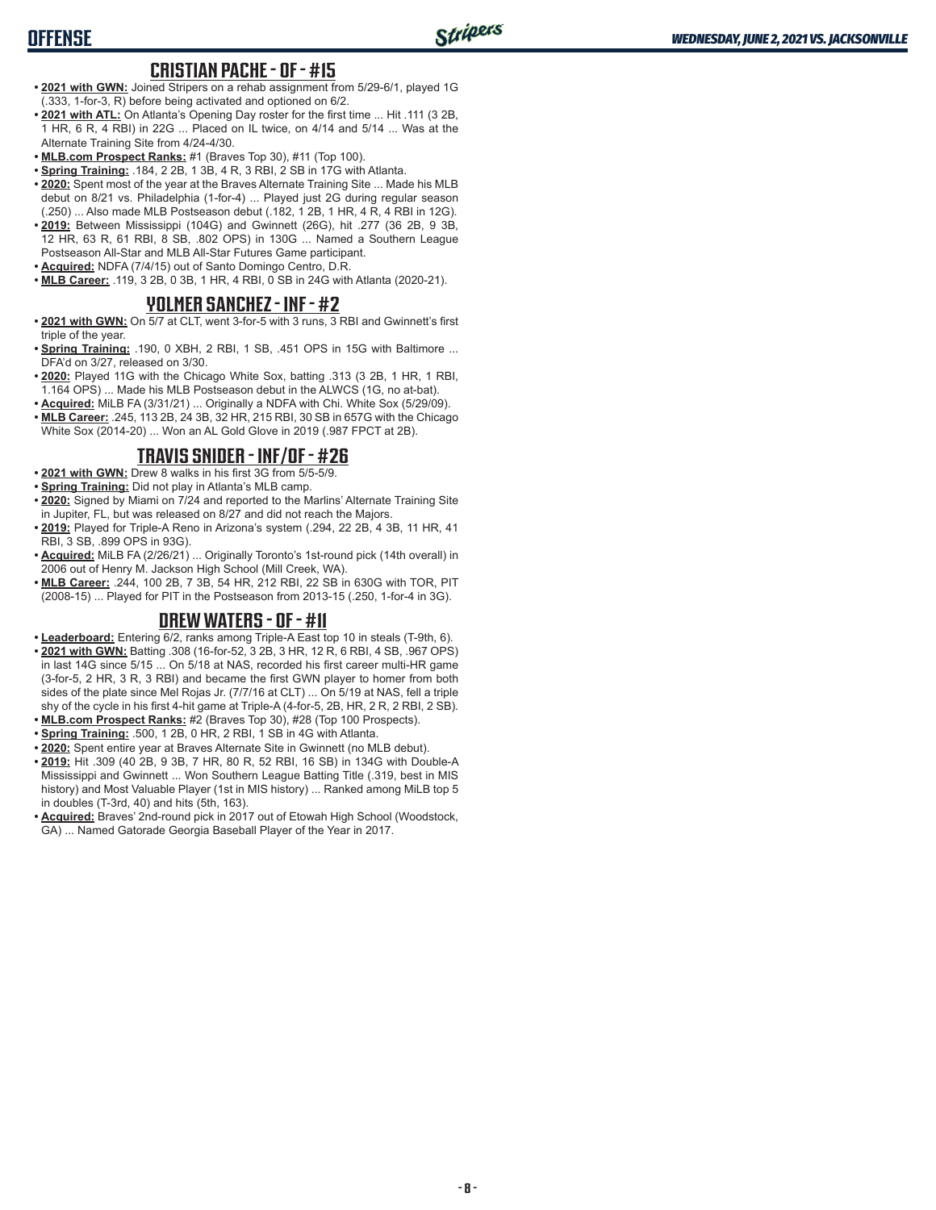## CRISTIAN PACHE - OF - #15

- **2021 with GWN:** Joined Stripers on a rehab assignment from 5/29-6/1, played 1G (.333, 1-for-3, R) before being activated and optioned on 6/2.
- **2021 with ATL:** On Atlanta's Opening Day roster for the first time ... Hit .111 (3 2B, 1 HR, 6 R, 4 RBI) in 22G ... Placed on IL twice, on 4/14 and 5/14 ... Was at the Alternate Training Site from 4/24-4/30.
- **MLB.com Prospect Ranks:** #1 (Braves Top 30), #11 (Top 100).
- **Spring Training:** .184, 2 2B, 1 3B, 4 R, 3 RBI, 2 SB in 17G with Atlanta.
- **2020:** Spent most of the year at the Braves Alternate Training Site ... Made his MLB debut on 8/21 vs. Philadelphia (1-for-4) ... Played just 2G during regular season (.250) ... Also made MLB Postseason debut (.182, 1 2B, 1 HR, 4 R, 4 RBI in 12G).
- **2019:** Between Mississippi (104G) and Gwinnett (26G), hit .277 (36 2B, 9 3B, 12 HR, 63 R, 61 RBI, 8 SB, .802 OPS) in 130G ... Named a Southern League Postseason All-Star and MLB All-Star Futures Game participant.
- **Acquired:** NDFA (7/4/15) out of Santo Domingo Centro, D.R.
- **MLB Career:** .119, 3 2B, 0 3B, 1 HR, 4 RBI, 0 SB in 24G with Atlanta (2020-21).

## YOLMER SANCHEZ - INF - #2

- **2021 with GWN:** On 5/7 at CLT, went 3-for-5 with 3 runs, 3 RBI and Gwinnett's first triple of the year.
- **Spring Training:** .190, 0 XBH, 2 RBI, 1 SB, .451 OPS in 15G with Baltimore ... DFA'd on 3/27, released on 3/30.
- **2020:** Played 11G with the Chicago White Sox, batting .313 (3 2B, 1 HR, 1 RBI, 1.164 OPS) ... Made his MLB Postseason debut in the ALWCS (1G, no at-bat).
- **Acquired:** MiLB FA (3/31/21) ... Originally a NDFA with Chi. White Sox (5/29/09).
- **MLB Career:** .245, 113 2B, 24 3B, 32 HR, 215 RBI, 30 SB in 657G with the Chicago White Sox (2014-20) ... Won an AL Gold Glove in 2019 (.987 FPCT at 2B).

## TRAVIS SNIDER - INF/OF - #26

- **2021 with GWN:** Drew 8 walks in his first 3G from 5/5-5/9.
- **Spring Training:** Did not play in Atlanta's MLB camp.
- **2020:** Signed by Miami on 7/24 and reported to the Marlins' Alternate Training Site in Jupiter, FL, but was released on 8/27 and did not reach the Majors.
- **2019:** Played for Triple-A Reno in Arizona's system (.294, 22 2B, 4 3B, 11 HR, 41 RBI, 3 SB, .899 OPS in 93G).
- **Acquired:** MiLB FA (2/26/21) ... Originally Toronto's 1st-round pick (14th overall) in 2006 out of Henry M. Jackson High School (Mill Creek, WA).
- **MLB Career:** .244, 100 2B, 7 3B, 54 HR, 212 RBI, 22 SB in 630G with TOR, PIT (2008-15) ... Played for PIT in the Postseason from 2013-15 (.250, 1-for-4 in 3G).

## DREW WATERS - OF - #11

- **Leaderboard:** Entering 6/2, ranks among Triple-A East top 10 in steals (T-9th, 6).
- **2021 with GWN:** Batting .308 (16-for-52, 3 2B, 3 HR, 12 R, 6 RBI, 4 SB, .967 OPS) in last 14G since 5/15 ... On 5/18 at NAS, recorded his first career multi-HR game (3-for-5, 2 HR, 3 R, 3 RBI) and became the first GWN player to homer from both sides of the plate since Mel Rojas Jr. (7/7/16 at CLT) ... On 5/19 at NAS, fell a triple shy of the cycle in his first 4-hit game at Triple-A (4-for-5, 2B, HR, 2 R, 2 RBI, 2 SB).
- **MLB.com Prospect Ranks:** #2 (Braves Top 30), #28 (Top 100 Prospects).
- **Spring Training:** .500, 1 2B, 0 HR, 2 RBI, 1 SB in 4G with Atlanta.
- **2020:** Spent entire year at Braves Alternate Site in Gwinnett (no MLB debut).
- **2019:** Hit .309 (40 2B, 9 3B, 7 HR, 80 R, 52 RBI, 16 SB) in 134G with Double-A Mississippi and Gwinnett ... Won Southern League Batting Title (.319, best in MIS history) and Most Valuable Player (1st in MIS history) ... Ranked among MiLB top 5 in doubles (T-3rd, 40) and hits (5th, 163).
- **Acquired:** Braves' 2nd-round pick in 2017 out of Etowah High School (Woodstock, GA) ... Named Gatorade Georgia Baseball Player of the Year in 2017.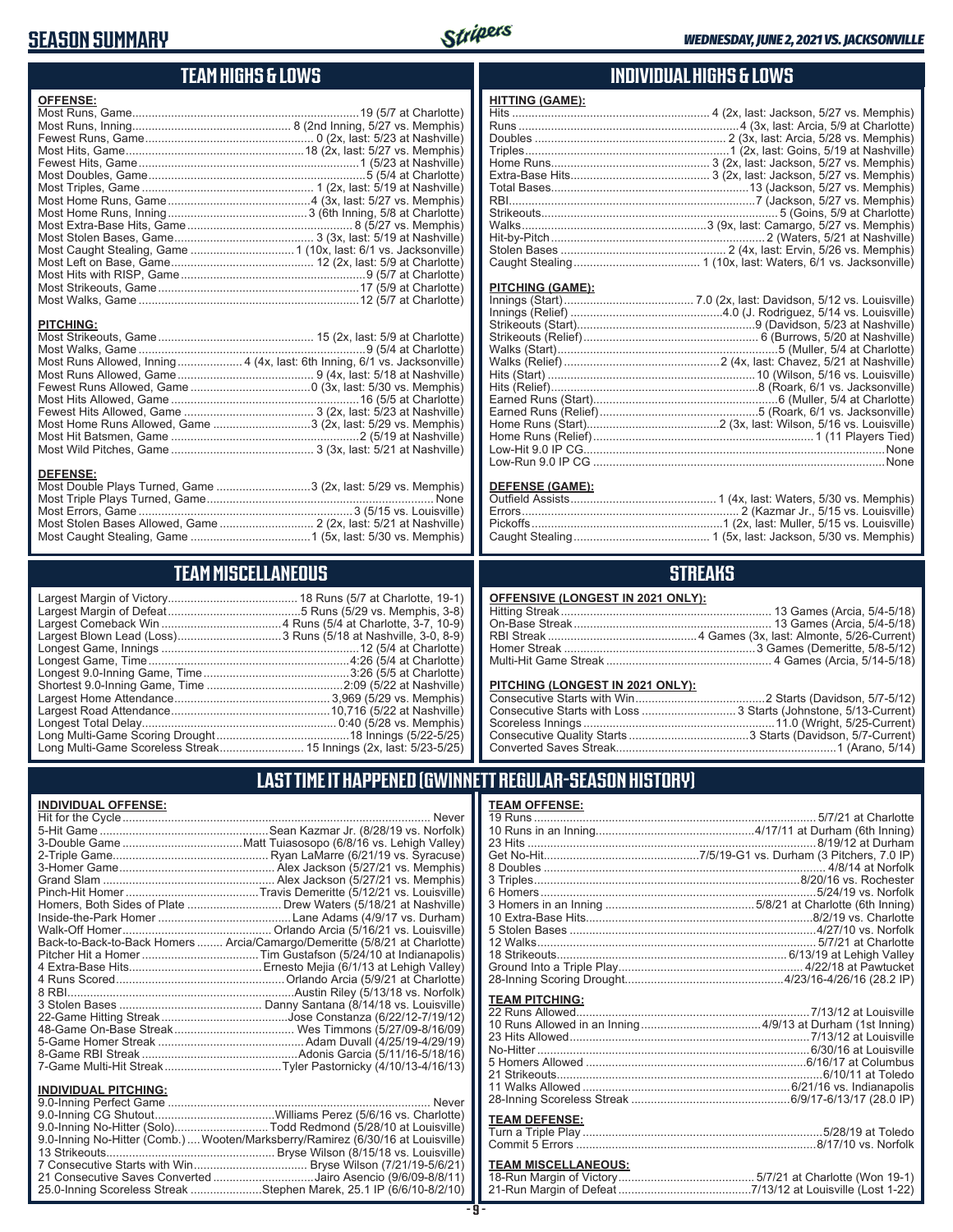# SEASON SUMMARY

*WEDNESDAY, JUNE 2, 2021 VS. JACKSONVILLE*

## TEAM HIGHS & LOWS

**OFFENSE:**

| | |
|---|---|
| Most Runs, Game | 19 (5/7 at Charlotte) |
| Most Runs, Inning | 8 (2nd Inning, 5/27 vs. Memphis) |
| Fewest Runs, Game | 0 (2x, last: 5/23 at Nashville) |
| Most Hits, Game | 18 (2x, last: 5/27 vs. Memphis) |
| Fewest Hits, Game | 1 (5/23 at Nashville) |
| Most Doubles, Game | 5 (5/4 at Charlotte) |
| Most Triples, Game | 1 (2x, last: 5/19 at Nashville) |
| Most Home Runs, Game | 4 (3x, last: 5/27 vs. Memphis) |
| Most Home Runs, Inning | 3 (6th Inning, 5/8 at Charlotte) |
| Most Extra-Base Hits, Game | 8 (5/27 vs. Memphis) |
| Most Stolen Bases, Game | 3 (3x, last: 5/19 at Nashville) |
| Most Caught Stealing, Game | 1 (10x, last: 6/1 vs. Jacksonville) |
| Most Left on Base, Game | 12 (2x, last: 5/9 at Charlotte) |
| Most Hits with RISP, Game | 9 (5/7 at Charlotte) |
| Most Strikeouts, Game | 17 (5/9 at Charlotte) |
| Most Walks, Game | 12 (5/7 at Charlotte) |

**PITCHING:**

| | |
|---|---|
| Most Strikeouts, Game | 15 (2x, last: 5/9 at Charlotte) |
| Most Walks, Game | 9 (5/4 at Charlotte) |
| Most Runs Allowed, Inning | 4 (4x, last: 6th Inning, 6/1 vs. Jacksonville) |
| Most Runs Allowed, Game | 9 (4x, last: 5/18 at Nashville) |
| Fewest Runs Allowed, Game | 0 (3x, last: 5/30 vs. Memphis) |
| Most Hits Allowed, Game | 16 (5/5 at Charlotte) |
| Fewest Hits Allowed, Game | 3 (2x, last: 5/23 at Nashville) |
| Most Home Runs Allowed, Game | 3 (2x, last: 5/29 vs. Memphis) |
| Most Hit Batsmen, Game | 2 (5/19 at Nashville) |
| Most Wild Pitches, Game | 3 (3x, last: 5/21 at Nashville) |

**DEFENSE:**

| | |
|---|---|
| Most Double Plays Turned, Game | 3 (2x, last: 5/29 vs. Memphis) |
| Most Triple Plays Turned, Game | None |
| Most Errors, Game | 3 (5/15 vs. Louisville) |
| Most Stolen Bases Allowed, Game | 2 (2x, last: 5/21 at Nashville) |
| Most Caught Stealing, Game | 1 (5x, last: 5/30 vs. Memphis) |

## INDIVIDUAL HIGHS & LOWS

**HITTING (GAME):**

| | |
|---|---|
| Hits | 4 (2x, last: Jackson, 5/27 vs. Memphis) |
| Runs | 4 (3x, last: Arcia, 5/9 at Charlotte) |
| Doubles | 2 (3x, last: Arcia, 5/28 vs. Memphis) |
| Triples | 1 (2x, last: Goins, 5/19 at Nashville) |
| Home Runs | 3 (2x, last: Jackson, 5/27 vs. Memphis) |
| Extra-Base Hits | 3 (2x, last: Jackson, 5/27 vs. Memphis) |
| Total Bases | 13 (Jackson, 5/27 vs. Memphis) |
| RBI | 7 (Jackson, 5/27 vs. Memphis) |
| Strikeouts | 5 (Goins, 5/9 at Charlotte) |
| Walks | 3 (9x, last: Camargo, 5/27 vs. Memphis) |
| Hit-by-Pitch | 2 (Waters, 5/21 at Nashville) |
| Stolen Bases | 2 (4x, last: Ervin, 5/26 vs. Memphis) |
| Caught Stealing | 1 (10x, last: Waters, 6/1 vs. Jacksonville) |

**PITCHING (GAME):**

| | |
|---|---|
| Innings (Start) | 7.0 (2x, last: Davidson, 5/12 vs. Louisville) |
| Innings (Relief) | 4.0 (J. Rodriguez, 5/14 vs. Louisville) |
| Strikeouts (Start) | 9 (Davidson, 5/23 at Nashville) |
| Strikeouts (Relief) | 6 (Burrows, 5/20 at Nashville) |
| Walks (Start) | 5 (Muller, 5/4 at Charlotte) |
| Walks (Relief) | 2 (4x, last: Chavez, 5/21 at Nashville) |
| Hits (Start) | 10 (Wilson, 5/16 vs. Louisville) |
| Hits (Relief) | 8 (Roark, 6/1 vs. Jacksonville) |
| Earned Runs (Start) | 6 (Muller, 5/4 at Charlotte) |
| Earned Runs (Relief) | 5 (Roark, 6/1 vs. Jacksonville) |
| Home Runs (Start) | 2 (3x, last: Wilson, 5/16 vs. Louisville) |
| Home Runs (Relief) | 1 (11 Players Tied) |
| Low-Hit 9.0 IP CG | None |
| Low-Run 9.0 IP CG | None |

**DEFENSE (GAME):**

| | |
|---|---|
| Outfield Assists | 1 (4x, last: Waters, 5/30 vs. Memphis) |
| Errors | 2 (Kazmar Jr., 5/15 vs. Louisville) |
| Pickoffs | 1 (2x, last: Muller, 5/15 vs. Louisville) |
| Caught Stealing | 1 (5x, last: Jackson, 5/30 vs. Memphis) |

## TEAM MISCELLANEOUS

| | |
|---|---|
| Largest Margin of Victory | 18 Runs (5/7 at Charlotte, 19-1) |
| Largest Margin of Defeat | 5 Runs (5/29 vs. Memphis, 3-8) |
| Largest Comeback Win | 4 Runs (5/4 at Charlotte, 3-7, 10-9) |
| Largest Blown Lead (Loss) | 3 Runs (5/18 at Nashville, 3-0, 8-9) |
| Longest Game, Innings | 12 (5/4 at Charlotte) |
| Longest Game, Time | 4:26 (5/4 at Charlotte) |
| Longest 9.0-Inning Game, Time | 3:26 (5/5 at Charlotte) |
| Shortest 9.0-Inning Game, Time | 2:09 (5/22 at Nashville) |
| Largest Home Attendance | 3,969 (5/29 vs. Memphis) |
| Largest Road Attendance | 10,716 (5/22 at Nashville) |
| Longest Total Delay | 0:40 (5/28 vs. Memphis) |
| Long Multi-Game Scoring Drought | 18 Innings (5/22-5/25) |
| Long Multi-Game Scoreless Streak | 15 Innings (2x, last: 5/23-5/25) |

## STREAKS

**OFFENSIVE (LONGEST IN 2021 ONLY):**

| | |
|---|---|
| Hitting Streak | 13 Games (Arcia, 5/4-5/18) |
| On-Base Streak | 13 Games (Arcia, 5/4-5/18) |
| RBI Streak | 4 Games (3x, last: Almonte, 5/26-Current) |
| Homer Streak | 3 Games (Demeritte, 5/8-5/12) |
| Multi-Hit Game Streak | 4 Games (Arcia, 5/14-5/18) |

**PITCHING (LONGEST IN 2021 ONLY):**

| | |
|---|---|
| Consecutive Starts with Win | 2 Starts (Davidson, 5/7-5/12) |
| Consecutive Starts with Loss | 3 Starts (Johnstone, 5/13-Current) |
| Scoreless Innings | 11.0 (Wright, 5/25-Current) |
| Consecutive Quality Starts | 3 Starts (Davidson, 5/7-Current) |
| Converted Saves Streak | 1 (Arano, 5/14) |

## LAST TIME IT HAPPENED (GWINNETT REGULAR-SEASON HISTORY)

**INDIVIDUAL OFFENSE:**

| | |
|---|---|
| Hit for the Cycle | Never |
| 5-Hit Game | Sean Kazmar Jr. (8/28/19 vs. Norfolk) |
| 3-Double Game | Matt Tuiasosopo (6/8/16 vs. Lehigh Valley) |
| 2-Triple Game | Ryan LaMarre (6/21/19 vs. Syracuse) |
| 3-Homer Game | Alex Jackson (5/27/21 vs. Memphis) |
| Grand Slam | Alex Jackson (5/27/21 vs. Memphis) |
| Pinch-Hit Homer | Travis Demeritte (5/12/21 vs. Louisville) |
| Homers, Both Sides of Plate | Drew Waters (5/18/21 at Nashville) |
| Inside-the-Park Homer | Lane Adams (4/9/17 vs. Durham) |
| Walk-Off Homer | Orlando Arcia (5/16/21 vs. Louisville) |
| Back-to-Back-to-Back Homers | Arcia/Camargo/Demeritte (5/8/21 at Charlotte) |
| Pitcher Hit a Homer | Tim Gustafson (5/24/10 at Indianapolis) |
| 4 Extra-Base Hits | Ernesto Mejia (6/1/13 at Lehigh Valley) |
| 4 Runs Scored | Orlando Arcia (5/9/21 at Charlotte) |
| 8 RBI | Austin Riley (5/13/18 vs. Norfolk) |
| 3 Stolen Bases | Danny Santana (8/14/18 vs. Louisville) |
| 22-Game Hitting Streak | Jose Constanza (6/22/12-7/19/12) |
| 48-Game On-Base Streak | Wes Timmons (5/27/09-8/16/09) |
| 5-Game Homer Streak | Adam Duvall (4/25/19-4/29/19) |
| 8-Game RBI Streak | Adonis Garcia (5/11/16-5/18/16) |
| 7-Game Multi-Hit Streak | Tyler Pastornicky (4/10/13-4/16/13) |

**INDIVIDUAL PITCHING:**

| | |
|---|---|
| 9.0-Inning Perfect Game | Never |
| 9.0-Inning CG Shutout | Williams Perez (5/6/16 vs. Charlotte) |
| 9.0-Inning No-Hitter (Solo) | Todd Redmond (5/28/10 at Louisville) |
| 9.0-Inning No-Hitter (Comb.) | Wooten/Marksberry/Ramirez (6/30/16 at Louisville) |
| 13 Strikeouts | Bryse Wilson (8/15/18 vs. Louisville) |
| 7 Consecutive Starts with Win | Bryse Wilson (7/21/19-5/6/21) |
| 21 Consecutive Saves Converted | Jairo Asencio (9/6/09-8/8/11) |
| 25.0-Inning Scoreless Streak | Stephen Marek, 25.1 IP (6/6/10-8/2/10) |

**TEAM OFFENSE:**

| | |
|---|---|
| 19 Runs | 5/7/21 at Charlotte |
| 10 Runs in an Inning | 4/17/11 at Durham (6th Inning) |
| 23 Hits | 8/19/12 at Durham |
| Get No-Hit | 7/5/19-G1 vs. Durham (3 Pitchers, 7.0 IP) |
| 8 Doubles | 4/8/14 at Norfolk |
| 3 Triples | 8/20/16 vs. Rochester |
| 6 Homers | 5/24/19 vs. Norfolk |
| 3 Homers in an Inning | 5/8/21 at Charlotte (6th Inning) |
| 10 Extra-Base Hits | 8/2/19 vs. Charlotte |
| 5 Stolen Bases | 4/27/10 vs. Norfolk |
| 12 Walks | 5/7/21 at Charlotte |
| 18 Strikeouts | 6/13/19 at Lehigh Valley |
| Ground Into a Triple Play | 4/22/18 at Pawtucket |
| 28-Inning Scoring Drought | 4/23/16-4/26/16 (28.2 IP) |

**TEAM PITCHING:**

| | |
|---|---|
| 22 Runs Allowed | 7/13/12 at Louisville |
| 10 Runs Allowed in an Inning | 4/9/13 at Durham (1st Inning) |
| 23 Hits Allowed | 7/13/12 at Louisville |
| No-Hitter | 6/30/16 at Louisville |
| 5 Homers Allowed | 6/16/17 at Columbus |
| 21 Strikeouts | 6/10/11 at Toledo |
| 11 Walks Allowed | 6/21/16 vs. Indianapolis |
| 28-Inning Scoreless Streak | 6/9/17-6/13/17 (28.0 IP) |

**TEAM DEFENSE:**

| | |
|---|---|
| Turn a Triple Play | 5/28/19 at Toledo |
| Commit 5 Errors | 8/17/10 vs. Norfolk |

**TEAM MISCELLANEOUS:**

| | |
|---|---|
| 18-Run Margin of Victory | 5/7/21 at Charlotte (Won 19-1) |
| 21-Run Margin of Defeat | 7/13/12 at Louisville (Lost 1-22) |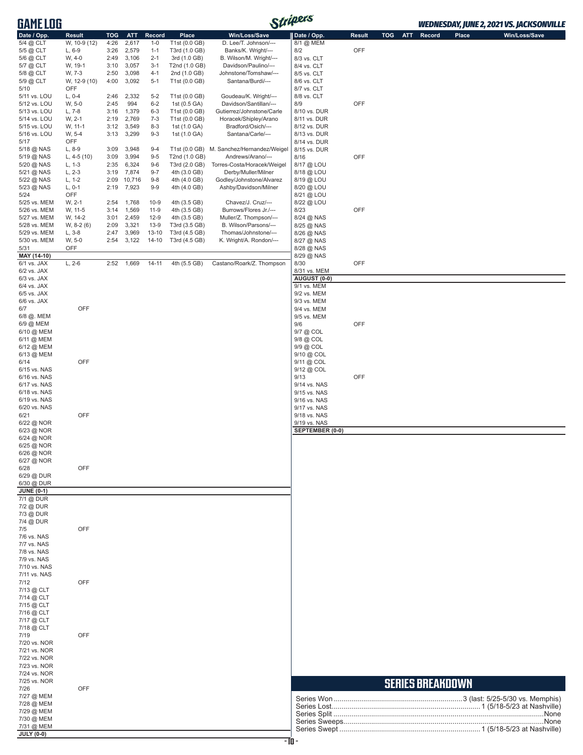# GAME LOG

*WEDNESDAY, JUNE 2, 2021 VS. JACKSONVILLE*

| Date / Opp. | Result | TOG | ATT | Record | Place | Win/Loss/Save |
|---|---|---|---|---|---|---|
| 5/4 @ CLT | W, 10-9 (12) | 4:26 | 2,617 | 1-0 | T1st (0.0 GB) | D. Lee/T. Johnson/--- |
| 5/5 @ CLT | L, 6-9 | 3:26 | 2,579 | 1-1 | T3rd (1.0 GB) | Banks/K. Wright/--- |
| 5/6 @ CLT | W, 4-0 | 2:49 | 3,106 | 2-1 | 3rd (1.0 GB) | B. Wilson/M. Wright/--- |
| 5/7 @ CLT | W, 19-1 | 3:10 | 3,057 | 3-1 | T2nd (1.0 GB) | Davidson/Paulino/--- |
| 5/8 @ CLT | W, 7-3 | 2:50 | 3,098 | 4-1 | 2nd (1.0 GB) | Johnstone/Tomshaw/--- |
| 5/9 @ CLT | W, 12-9 (10) | 4:00 | 3,092 | 5-1 | T1st (0.0 GB) | Santana/Burdi/--- |
| 5/10 | OFF | | | | | |
| 5/11 vs. LOU | L, 0-4 | 2:46 | 2,332 | 5-2 | T1st (0.0 GB) | Goudeau/K. Wright/--- |
| 5/12 vs. LOU | W, 5-0 | 2:45 | 994 | 6-2 | 1st (0.5 GA) | Davidson/Santillan/--- |
| 5/13 vs. LOU | L, 7-8 | 3:16 | 1,379 | 6-3 | T1st (0.0 GB) | Gutierrez/Johnstone/Carle |
| 5/14 vs. LOU | W, 2-1 | 2:19 | 2,769 | 7-3 | T1st (0.0 GB) | Horacek/Shipley/Arano |
| 5/15 vs. LOU | W, 11-1 | 3:12 | 3,549 | 8-3 | 1st (1.0 GA) | Bradford/Osich/--- |
| 5/16 vs. LOU | W, 5-4 | 3:13 | 3,299 | 9-3 | 1st (1.0 GA) | Santana/Carle/--- |
| 5/17 | OFF | | | | | |
| 5/18 @ NAS | L, 8-9 | 3:09 | 3,948 | 9-4 | T1st (0.0 GB) | M. Sanchez/Hernandez/Weigel |
| 5/19 @ NAS | L, 4-5 (10) | 3:09 | 3,994 | 9-5 | T2nd (1.0 GB) | Andrews/Arano/--- |
| 5/20 @ NAS | L, 1-3 | 2:35 | 6,324 | 9-6 | T3rd (2.0 GB) | Torres-Costa/Horacek/Weigel |
| 5/21 @ NAS | L, 2-3 | 3:19 | 7,874 | 9-7 | 4th (3.0 GB) | Derby/Muller/Milner |
| 5/22 @ NAS | L, 1-2 | 2:09 | 10,716 | 9-8 | 4th (4.0 GB) | Godley/Johnstone/Alvarez |
| 5/23 @ NAS | L, 0-1 | 2:19 | 7,923 | 9-9 | 4th (4.0 GB) | Ashby/Davidson/Milner |
| 5/24 | OFF | | | | | |
| 5/25 vs. MEM | W, 2-1 | 2:54 | 1,768 | 10-9 | 4th (3.5 GB) | Chavez/J. Cruz/--- |
| 5/26 vs. MEM | W, 11-5 | 3:14 | 1,569 | 11-9 | 4th (3.5 GB) | Burrows/Flores Jr./--- |
| 5/27 vs. MEM | W, 14-2 | 3:01 | 2,459 | 12-9 | 4th (3.5 GB) | Muller/Z. Thompson/--- |
| 5/28 vs. MEM | W, 8-2 (6) | 2:09 | 3,321 | 13-9 | T3rd (3.5 GB) | B. Wilson/Parsons/--- |
| 5/29 vs. MEM | L, 3-8 | 2:47 | 3,969 | 13-10 | T3rd (4.5 GB) | Thomas/Johnstone/--- |
| 5/30 vs. MEM | W, 5-0 | 2:54 | 3,122 | 14-10 | T3rd (4.5 GB) | K. Wright/A. Rondon/--- |
| 5/31 | OFF | | | | | |
| **MAY (14-10)** | | | | | | |
| 6/1 vs. JAX | L, 2-6 | 2:52 | 1,669 | 14-11 | 4th (5.5 GB) | Castano/Roark/Z. Thompson |
| 6/2 vs. JAX | | | | | | |
| 6/3 vs. JAX | | | | | | |
| 6/4 vs. JAX | | | | | | |
| 6/5 vs. JAX | | | | | | |
| 6/6 vs. JAX | | | | | | |
| 6/7 | OFF | | | | | |
| 6/8 @. MEM | | | | | | |
| 6/9 @ MEM | | | | | | |
| 6/10 @ MEM | | | | | | |
| 6/11 @ MEM | | | | | | |
| 6/12 @ MEM | | | | | | |
| 6/13 @ MEM | | | | | | |
| 6/14 | OFF | | | | | |
| 6/15 vs. NAS | | | | | | |
| 6/16 vs. NAS | | | | | | |
| 6/17 vs. NAS | | | | | | |
| 6/18 vs. NAS | | | | | | |
| 6/19 vs. NAS | | | | | | |
| 6/20 vs. NAS | | | | | | |
| 6/21 | OFF | | | | | |
| 6/22 @ NOR | | | | | | |
| 6/23 @ NOR | | | | | | |
| 6/24 @ NOR | | | | | | |
| 6/25 @ NOR | | | | | | |
| 6/26 @ NOR | | | | | | |
| 6/27 @ NOR | | | | | | |
| 6/28 | OFF | | | | | |
| 6/29 @ DUR | | | | | | |
| 6/30 @ DUR | | | | | | |
| **JUNE (0-1)** | | | | | | |
| 7/1 @ DUR | | | | | | |
| 7/2 @ DUR | | | | | | |
| 7/3 @ DUR | | | | | | |
| 7/4 @ DUR | | | | | | |
| 7/5 | OFF | | | | | |
| 7/6 vs. NAS | | | | | | |
| 7/7 vs. NAS | | | | | | |
| 7/8 vs. NAS | | | | | | |
| 7/9 vs. NAS | | | | | | |
| 7/10 vs. NAS | | | | | | |
| 7/11 vs. NAS | | | | | | |
| 7/12 | OFF | | | | | |
| 7/13 @ CLT | | | | | | |
| 7/14 @ CLT | | | | | | |
| 7/15 @ CLT | | | | | | |
| 7/16 @ CLT | | | | | | |
| 7/17 @ CLT | | | | | | |
| 7/18 @ CLT | | | | | | |
| 7/19 | OFF | | | | | |
| 7/20 vs. NOR | | | | | | |
| 7/21 vs. NOR | | | | | | |
| 7/22 vs. NOR | | | | | | |
| 7/23 vs. NOR | | | | | | |
| 7/24 vs. NOR | | | | | | |
| 7/25 vs. NOR | | | | | | |
| 7/26 | OFF | | | | | |
| 7/27 @ MEM | | | | | | |
| 7/28 @ MEM | | | | | | |
| 7/29 @ MEM | | | | | | |
| 7/30 @ MEM | | | | | | |
| 7/31 @ MEM | | | | | | |
| **JULY (0-0)** | | | | | | |

| Date / Opp. | Result | TOG | ATT | Record | Place | Win/Loss/Save |
|---|---|---|---|---|---|---|
| 8/1 @ MEM | | | | | | |
| 8/2 | OFF | | | | | |
| 8/3 vs. CLT | | | | | | |
| 8/4 vs. CLT | | | | | | |
| 8/5 vs. CLT | | | | | | |
| 8/6 vs. CLT | | | | | | |
| 8/7 vs. CLT | | | | | | |
| 8/8 vs. CLT | | | | | | |
| 8/9 | OFF | | | | | |
| 8/10 vs. DUR | | | | | | |
| 8/11 vs. DUR | | | | | | |
| 8/12 vs. DUR | | | | | | |
| 8/13 vs. DUR | | | | | | |
| 8/14 vs. DUR | | | | | | |
| 8/15 vs. DUR | | | | | | |
| 8/16 | OFF | | | | | |
| 8/17 @ LOU | | | | | | |
| 8/18 @ LOU | | | | | | |
| 8/19 @ LOU | | | | | | |
| 8/20 @ LOU | | | | | | |
| 8/21 @ LOU | | | | | | |
| 8/22 @ LOU | | | | | | |
| 8/23 | OFF | | | | | |
| 8/24 @ NAS | | | | | | |
| 8/25 @ NAS | | | | | | |
| 8/26 @ NAS | | | | | | |
| 8/27 @ NAS | | | | | | |
| 8/28 @ NAS | | | | | | |
| 8/29 @ NAS | | | | | | |
| 8/30 | OFF | | | | | |
| 8/31 vs. MEM | | | | | | |
| **AUGUST (0-0)** | | | | | | |
| 9/1 vs. MEM | | | | | | |
| 9/2 vs. MEM | | | | | | |
| 9/3 vs. MEM | | | | | | |
| 9/4 vs. MEM | | | | | | |
| 9/5 vs. MEM | | | | | | |
| 9/6 | OFF | | | | | |
| 9/7 @ COL | | | | | | |
| 9/8 @ COL | | | | | | |
| 9/9 @ COL | | | | | | |
| 9/10 @ COL | | | | | | |
| 9/11 @ COL | | | | | | |
| 9/12 @ COL | | | | | | |
| 9/13 | OFF | | | | | |
| 9/14 vs. NAS | | | | | | |
| 9/15 vs. NAS | | | | | | |
| 9/16 vs. NAS | | | | | | |
| 9/17 vs. NAS | | | | | | |
| 9/18 vs. NAS | | | | | | |
| 9/19 vs. NAS | | | | | | |
| **SEPTEMBER (0-0)** | | | | | | |

## SERIES BREAKDOWN

Series Won.................................................3 (last: 5/25-5/30 vs. Memphis)
Series Lost.........................................................1 (5/18-5/23 at Nashville)
Series Split.........................................................................................None
Series Sweeps.....................................................................................None
Series Swept ....................................................1 (5/18-5/23 at Nashville)